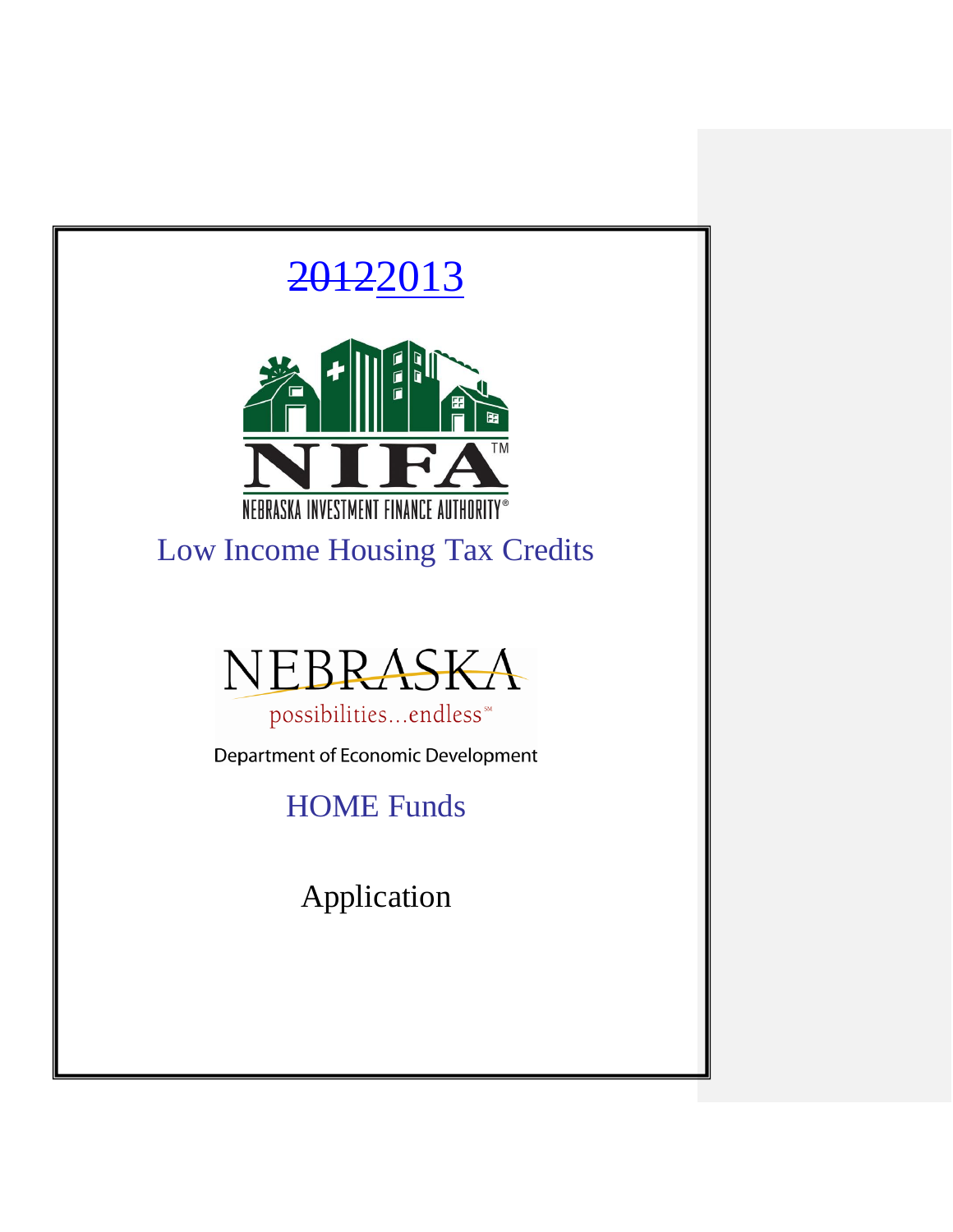# ~~2012~~2013

NIFA™

NEBRASKA INVESTMENT FINANCE AUTHORITY®

## Low Income Housing Tax Credits

NEBRASKA

possibilities...endless℠

Department of Economic Development

## HOME Funds

## Application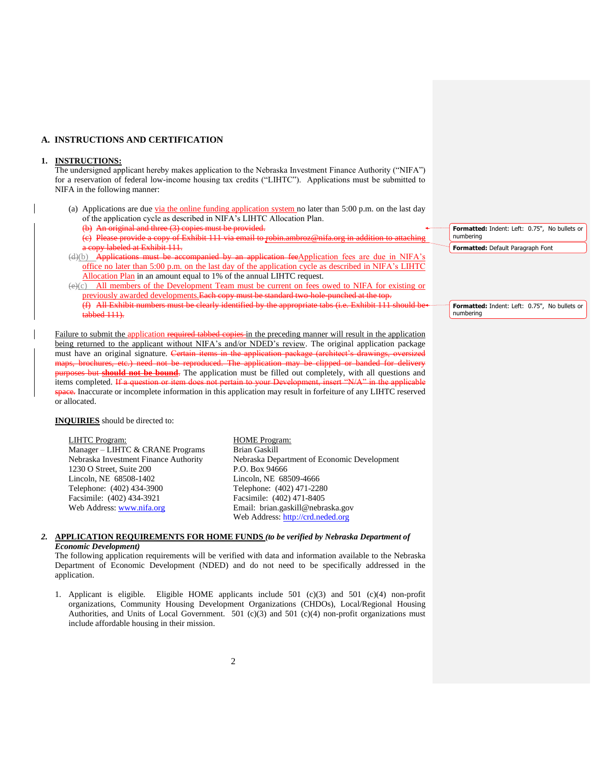## A. INSTRUCTIONS AND CERTIFICATION

### 1. INSTRUCTIONS:

The undersigned applicant hereby makes application to the Nebraska Investment Finance Authority ("NIFA") for a reservation of federal low-income housing tax credits ("LIHTC"). Applications must be submitted to NIFA in the following manner:

(a) Applications are due via the online funding application system no later than 5:00 p.m. on the last day of the application cycle as described in NIFA's LIHTC Allocation Plan.

~~(b) An original and three (3) copies must be provided.~~

~~(c) Please provide a copy of Exhibit 111 via email to robin.ambroz@nifa.org in addition to attaching a copy labeled at Exhibit 111.~~

~~(d)~~(b) ~~Applications must be accompanied by an application fee~~Application fees are due in NIFA's office no later than 5:00 p.m. on the last day of the application cycle as described in NIFA's LIHTC Allocation Plan in an amount equal to 1% of the annual LIHTC request.

~~(e)~~(c) All members of the Development Team must be current on fees owed to NIFA for existing or previously awarded developments.~~Each copy must be standard two-hole punched at the top.~~

~~(f) All Exhibit numbers must be clearly identified by the appropriate tabs (i.e. Exhibit 111 should be tabbed 111).~~

Failure to submit the application ~~required tabbed copies~~ in the preceding manner will result in the application being returned to the applicant without NIFA's and/or NDED's review. The original application package must have an original signature. ~~Certain items in the application package (architect's drawings, oversized maps, brochures, etc.) need not be reproduced. The application may be clipped or banded for delivery purposes but **should not be bound**.~~ The application must be filled out completely, with all questions and items completed. ~~If a question or item does not pertain to your Development, insert "N/A" in the applicable space.~~ Inaccurate or incomplete information in this application may result in forfeiture of any LIHTC reserved or allocated.

**INQUIRIES** should be directed to:

LIHTC Program:
Manager – LIHTC & CRANE Programs
Nebraska Investment Finance Authority
1230 O Street, Suite 200
Lincoln, NE 68508-1402
Telephone: (402) 434-3900
Facsimile: (402) 434-3921
Web Address: www.nifa.org

HOME Program:
Brian Gaskill
Nebraska Department of Economic Development
P.O. Box 94666
Lincoln, NE 68509-4666
Telephone: (402) 471-2280
Facsimile: (402) 471-8405
Email: brian.gaskill@nebraska.gov
Web Address: http://crd.neded.org

### 2. APPLICATION REQUIREMENTS FOR HOME FUNDS *(to be verified by Nebraska Department of Economic Development)*

The following application requirements will be verified with data and information available to the Nebraska Department of Economic Development (NDED) and do not need to be specifically addressed in the application.

1. Applicant is eligible. Eligible HOME applicants include 501 (c)(3) and 501 (c)(4) non-profit organizations, Community Housing Development Organizations (CHDOs), Local/Regional Housing Authorities, and Units of Local Government. 501 (c)(3) and 501 (c)(4) non-profit organizations must include affordable housing in their mission.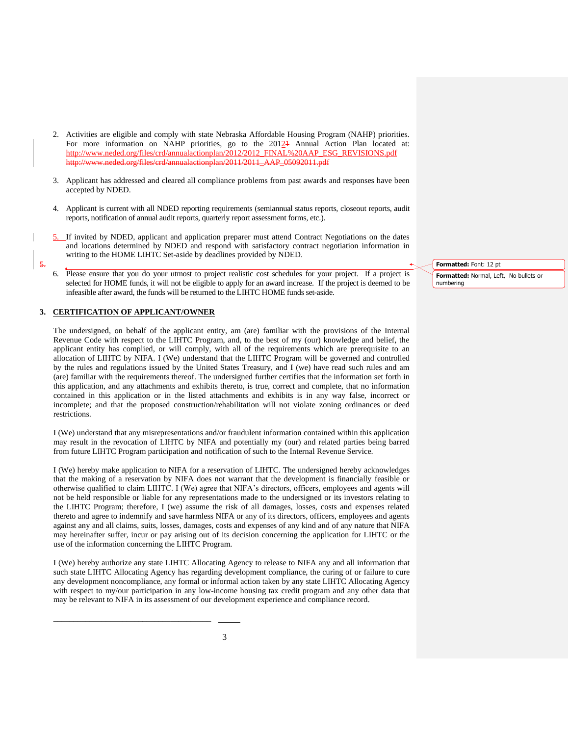2. Activities are eligible and comply with state Nebraska Affordable Housing Program (NAHP) priorities. For more information on NAHP priorities, go to the 20121 Annual Action Plan located at: http://www.neded.org/files/crd/annualactionplan/2012/2012_FINAL%20AAP_ESG_REVISIONS.pdf http://www.neded.org/files/crd/annualactionplan/2011/2011_AAP_05092011.pdf

3. Applicant has addressed and cleared all compliance problems from past awards and responses have been accepted by NDED.

4. Applicant is current with all NDED reporting requirements (semiannual status reports, closeout reports, audit reports, notification of annual audit reports, quarterly report assessment forms, etc.).

5. If invited by NDED, applicant and application preparer must attend Contract Negotiations on the dates and locations determined by NDED and respond with satisfactory contract negotiation information in writing to the HOME LIHTC Set-aside by deadlines provided by NDED.

6. Please ensure that you do your utmost to project realistic cost schedules for your project. If a project is selected for HOME funds, it will not be eligible to apply for an award increase. If the project is deemed to be infeasible after award, the funds will be returned to the LIHTC HOME funds set-aside.

Formatted: Font: 12 pt

Formatted: Normal, Left, No bullets or numbering

## 3. CERTIFICATION OF APPLICANT/OWNER

The undersigned, on behalf of the applicant entity, am (are) familiar with the provisions of the Internal Revenue Code with respect to the LIHTC Program, and, to the best of my (our) knowledge and belief, the applicant entity has complied, or will comply, with all of the requirements which are prerequisite to an allocation of LIHTC by NIFA. I (We) understand that the LIHTC Program will be governed and controlled by the rules and regulations issued by the United States Treasury, and I (we) have read such rules and am (are) familiar with the requirements thereof. The undersigned further certifies that the information set forth in this application, and any attachments and exhibits thereto, is true, correct and complete, that no information contained in this application or in the listed attachments and exhibits is in any way false, incorrect or incomplete; and that the proposed construction/rehabilitation will not violate zoning ordinances or deed restrictions.

I (We) understand that any misrepresentations and/or fraudulent information contained within this application may result in the revocation of LIHTC by NIFA and potentially my (our) and related parties being barred from future LIHTC Program participation and notification of such to the Internal Revenue Service.

I (We) hereby make application to NIFA for a reservation of LIHTC. The undersigned hereby acknowledges that the making of a reservation by NIFA does not warrant that the development is financially feasible or otherwise qualified to claim LIHTC. I (We) agree that NIFA's directors, officers, employees and agents will not be held responsible or liable for any representations made to the undersigned or its investors relating to the LIHTC Program; therefore, I (we) assume the risk of all damages, losses, costs and expenses related thereto and agree to indemnify and save harmless NIFA or any of its directors, officers, employees and agents against any and all claims, suits, losses, damages, costs and expenses of any kind and of any nature that NIFA may hereinafter suffer, incur or pay arising out of its decision concerning the application for LIHTC or the use of the information concerning the LIHTC Program.

I (We) hereby authorize any state LIHTC Allocating Agency to release to NIFA any and all information that such state LIHTC Allocating Agency has regarding development compliance, the curing of or failure to cure any development noncompliance, any formal or informal action taken by any state LIHTC Allocating Agency with respect to my/our participation in any low-income housing tax credit program and any other data that may be relevant to NIFA in its assessment of our development experience and compliance record.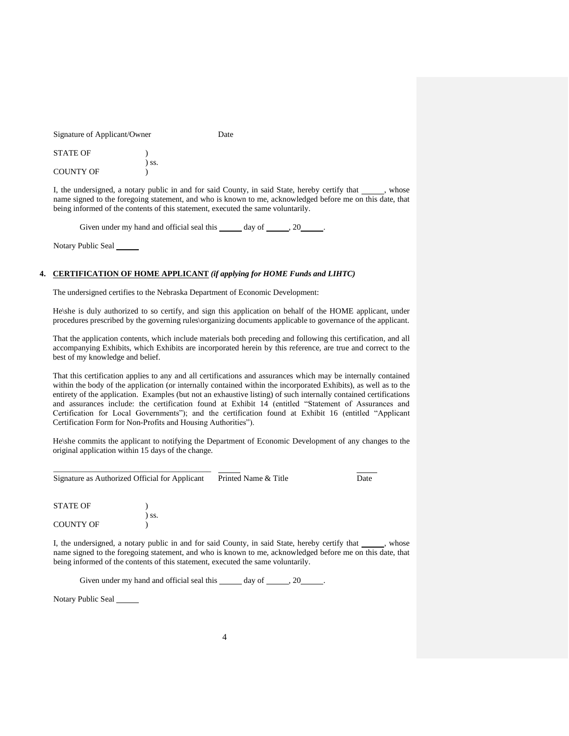Signature of Applicant/Owner Date

STATE OF )
) ss.
COUNTY OF )

I, the undersigned, a notary public in and for said County, in said State, hereby certify that ______, whose name signed to the foregoing statement, and who is known to me, acknowledged before me on this date, that being informed of the contents of this statement, executed the same voluntarily.

Given under my hand and official seal this ______ day of ______, 20______.

Notary Public Seal ______

## 4. **CERTIFICATION OF HOME APPLICANT** *(if applying for HOME Funds and LIHTC)*

The undersigned certifies to the Nebraska Department of Economic Development:

He\she is duly authorized to so certify, and sign this application on behalf of the HOME applicant, under procedures prescribed by the governing rules\organizing documents applicable to governance of the applicant.

That the application contents, which include materials both preceding and following this certification, and all accompanying Exhibits, which Exhibits are incorporated herein by this reference, are true and correct to the best of my knowledge and belief.

That this certification applies to any and all certifications and assurances which may be internally contained within the body of the application (or internally contained within the incorporated Exhibits), as well as to the entirety of the application. Examples (but not an exhaustive listing) of such internally contained certifications and assurances include: the certification found at Exhibit 14 (entitled "Statement of Assurances and Certification for Local Governments"); and the certification found at Exhibit 16 (entitled "Applicant Certification Form for Non-Profits and Housing Authorities").

He\she commits the applicant to notifying the Department of Economic Development of any changes to the original application within 15 days of the change.

______________________________________ ______ ______
Signature as Authorized Official for Applicant Printed Name & Title Date

STATE OF )
) ss.
COUNTY OF )

I, the undersigned, a notary public in and for said County, in said State, hereby certify that ______, whose name signed to the foregoing statement, and who is known to me, acknowledged before me on this date, that being informed of the contents of this statement, executed the same voluntarily.

Given under my hand and official seal this ______ day of ______, 20______.

Notary Public Seal ______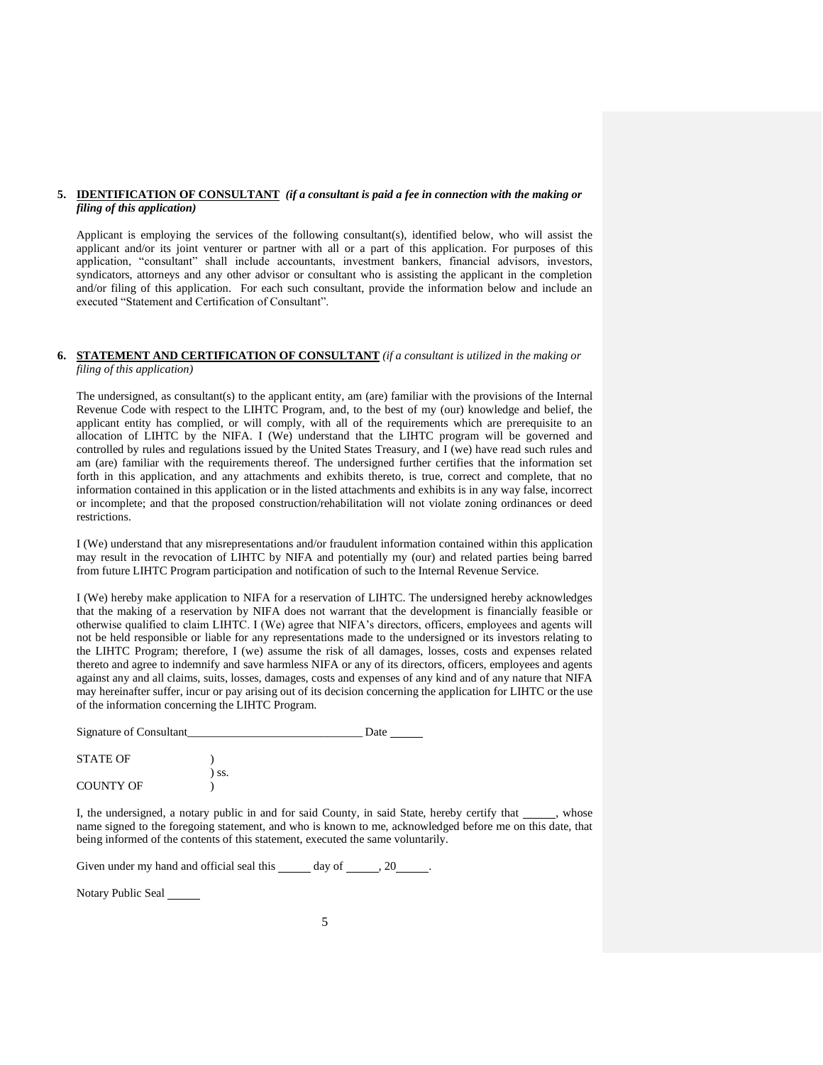**5. <u>IDENTIFICATION OF CONSULTANT</u>** ***(if a consultant is paid a fee in connection with the making or filing of this application)***

Applicant is employing the services of the following consultant(s), identified below, who will assist the applicant and/or its joint venturer or partner with all or a part of this application. For purposes of this application, "consultant" shall include accountants, investment bankers, financial advisors, investors, syndicators, attorneys and any other advisor or consultant who is assisting the applicant in the completion and/or filing of this application. For each such consultant, provide the information below and include an executed "Statement and Certification of Consultant".

**6. <u>STATEMENT AND CERTIFICATION OF CONSULTANT</u>** *(if a consultant is utilized in the making or filing of this application)*

The undersigned, as consultant(s) to the applicant entity, am (are) familiar with the provisions of the Internal Revenue Code with respect to the LIHTC Program, and, to the best of my (our) knowledge and belief, the applicant entity has complied, or will comply, with all of the requirements which are prerequisite to an allocation of LIHTC by the NIFA. I (We) understand that the LIHTC program will be governed and controlled by rules and regulations issued by the United States Treasury, and I (we) have read such rules and am (are) familiar with the requirements thereof. The undersigned further certifies that the information set forth in this application, and any attachments and exhibits thereto, is true, correct and complete, that no information contained in this application or in the listed attachments and exhibits is in any way false, incorrect or incomplete; and that the proposed construction/rehabilitation will not violate zoning ordinances or deed restrictions.

I (We) understand that any misrepresentations and/or fraudulent information contained within this application may result in the revocation of LIHTC by NIFA and potentially my (our) and related parties being barred from future LIHTC Program participation and notification of such to the Internal Revenue Service.

I (We) hereby make application to NIFA for a reservation of LIHTC. The undersigned hereby acknowledges that the making of a reservation by NIFA does not warrant that the development is financially feasible or otherwise qualified to claim LIHTC. I (We) agree that NIFA's directors, officers, employees and agents will not be held responsible or liable for any representations made to the undersigned or its investors relating to the LIHTC Program; therefore, I (we) assume the risk of all damages, losses, costs and expenses related thereto and agree to indemnify and save harmless NIFA or any of its directors, officers, employees and agents against any and all claims, suits, losses, damages, costs and expenses of any kind and of any nature that NIFA may hereinafter suffer, incur or pay arising out of its decision concerning the application for LIHTC or the use of the information concerning the LIHTC Program.

Signature of Consultant______________________________ Date ______

STATE OF )
) ss.
COUNTY OF )

I, the undersigned, a notary public in and for said County, in said State, hereby certify that ______, whose name signed to the foregoing statement, and who is known to me, acknowledged before me on this date, that being informed of the contents of this statement, executed the same voluntarily.

Given under my hand and official seal this ______ day of ______, 20______.

Notary Public Seal ______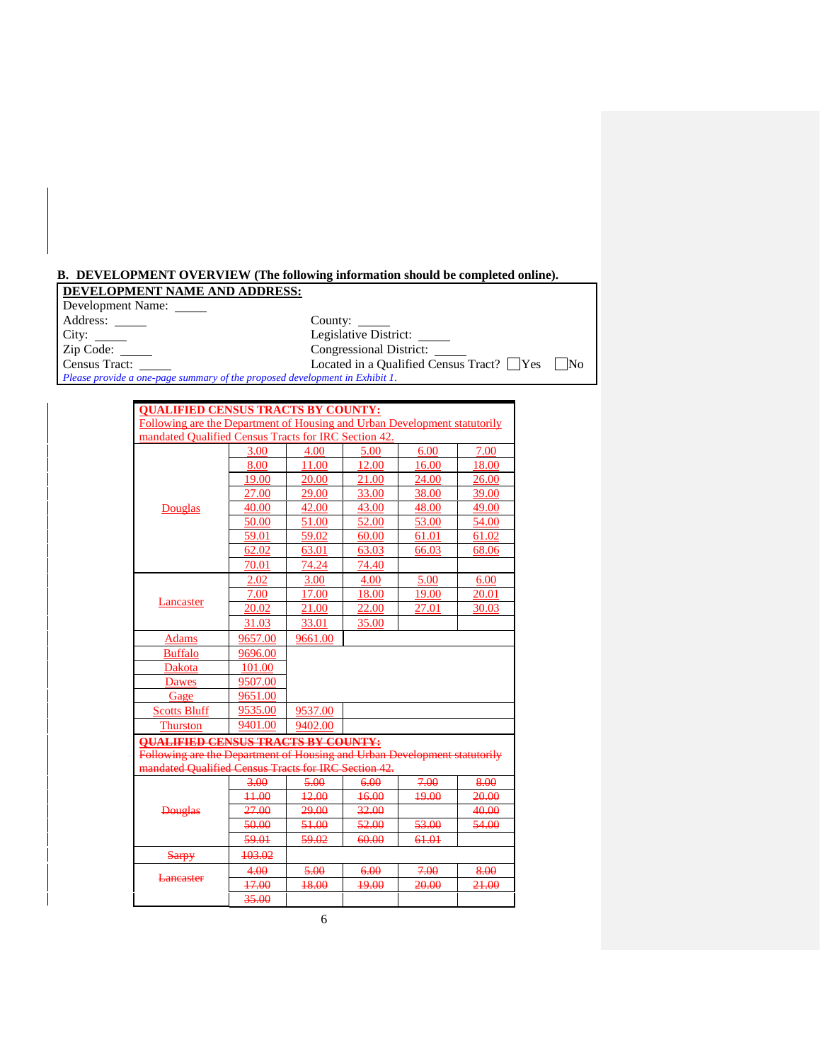## B. DEVELOPMENT OVERVIEW (The following information should be completed online).

**DEVELOPMENT NAME AND ADDRESS:**

Development Name: _____

| | |
|---|---|
| Address: _____ | County: _____ |
| City: _____ | Legislative District: _____ |
| Zip Code: _____ | Congressional District: _____ |
| Census Tract: _____ | Located in a Qualified Census Tract? ☐Yes ☐No |

*Please provide a one-page summary of the proposed development in Exhibit 1.*

**QUALIFIED CENSUS TRACTS BY COUNTY:**

Following are the Department of Housing and Urban Development statutorily mandated Qualified Census Tracts for IRC Section 42.

| County | | | | | |
|---|---|---|---|---|---|
| Douglas | 3.00 | 4.00 | 5.00 | 6.00 | 7.00 |
| | 8.00 | 11.00 | 12.00 | 16.00 | 18.00 |
| | 19.00 | 20.00 | 21.00 | 24.00 | 26.00 |
| | 27.00 | 29.00 | 33.00 | 38.00 | 39.00 |
| | 40.00 | 42.00 | 43.00 | 48.00 | 49.00 |
| | 50.00 | 51.00 | 52.00 | 53.00 | 54.00 |
| | 59.01 | 59.02 | 60.00 | 61.01 | 61.02 |
| | 62.02 | 63.01 | 63.03 | 66.03 | 68.06 |
| | 70.01 | 74.24 | 74.40 | | |
| Lancaster | 2.02 | 3.00 | 4.00 | 5.00 | 6.00 |
| | 7.00 | 17.00 | 18.00 | 19.00 | 20.01 |
| | 20.02 | 21.00 | 22.00 | 27.01 | 30.03 |
| | 31.03 | 33.01 | 35.00 | | |
| Adams | 9657.00 | 9661.00 | | | |
| Buffalo | 9696.00 | | | | |
| Dakota | 101.00 | | | | |
| Dawes | 9507.00 | | | | |
| Gage | 9651.00 | | | | |
| Scotts Bluff | 9535.00 | 9537.00 | | | |
| Thurston | 9401.00 | 9402.00 | | | |

~~**QUALIFIED CENSUS TRACTS BY COUNTY:**~~

~~Following are the Department of Housing and Urban Development statutorily mandated Qualified Census Tracts for IRC Section 42.~~

| County | | | | | |
|---|---|---|---|---|---|
| ~~Douglas~~ | ~~3.00~~ | ~~5.00~~ | ~~6.00~~ | ~~7.00~~ | ~~8.00~~ |
| | ~~11.00~~ | ~~12.00~~ | ~~16.00~~ | ~~19.00~~ | ~~20.00~~ |
| | ~~27.00~~ | ~~29.00~~ | ~~32.00~~ | | ~~40.00~~ |
| | ~~50.00~~ | ~~51.00~~ | ~~52.00~~ | ~~53.00~~ | ~~54.00~~ |
| | ~~59.01~~ | ~~59.02~~ | ~~60.00~~ | ~~61.01~~ | |
| ~~Sarpy~~ | ~~103.02~~ | | | | |
| ~~Lancaster~~ | ~~4.00~~ | ~~5.00~~ | ~~6.00~~ | ~~7.00~~ | ~~8.00~~ |
| | ~~17.00~~ | ~~18.00~~ | ~~19.00~~ | ~~20.00~~ | ~~21.00~~ |
| | ~~35.00~~ | | | | |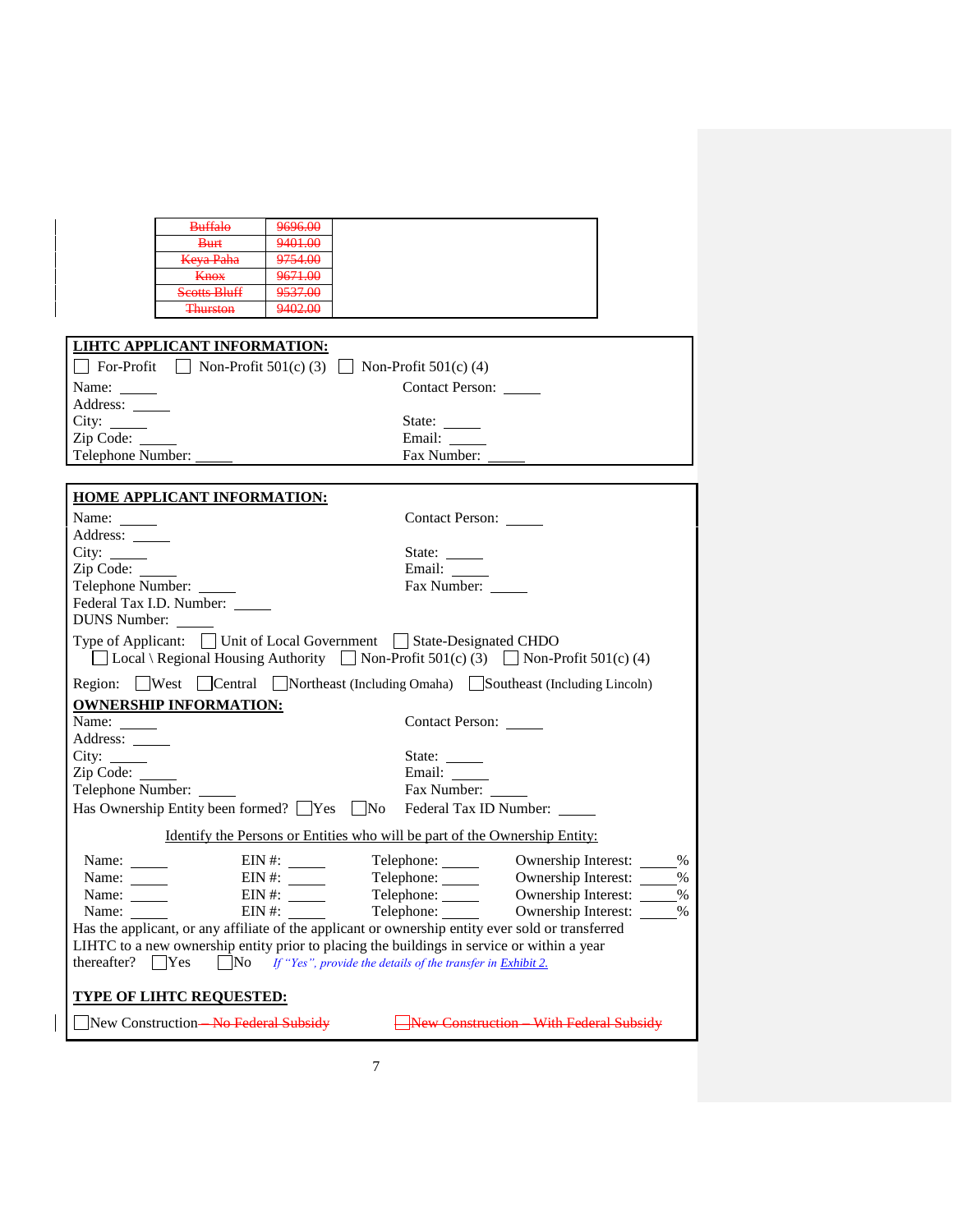| | | |
|---|---|---|
| ~~Buffalo~~ | ~~9696.00~~ | |
| ~~Burt~~ | ~~9401.00~~ | |
| ~~Keya Paha~~ | ~~9754.00~~ | |
| ~~Knox~~ | ~~9671.00~~ | |
| ~~Scotts Bluff~~ | ~~9537.00~~ | |
| ~~Thurston~~ | ~~9402.00~~ | |

**LIHTC APPLICANT INFORMATION:**

☐ For-Profit ☐ Non-Profit 501(c) (3) ☐ Non-Profit 501(c) (4)

Name: _____ Contact Person: _____
Address: _____
City: _____ State: _____
Zip Code: _____ Email: _____
Telephone Number: _____ Fax Number: _____

**HOME APPLICANT INFORMATION:**

Name: _____ Contact Person: _____
Address: _____
City: _____ State: _____
Zip Code: _____ Email: _____
Telephone Number: _____ Fax Number: _____
Federal Tax I.D. Number: _____
DUNS Number: _____

Type of Applicant: ☐ Unit of Local Government ☐ State-Designated CHDO
☐ Local \ Regional Housing Authority ☐ Non-Profit 501(c) (3) ☐ Non-Profit 501(c) (4)

Region: ☐West ☐Central ☐Northeast (Including Omaha) ☐Southeast (Including Lincoln)

**OWNERSHIP INFORMATION:**

Name: _____ Contact Person: _____
Address: _____
City: _____ State: _____
Zip Code: _____ Email: _____
Telephone Number: _____ Fax Number: _____
Has Ownership Entity been formed? ☐Yes ☐No Federal Tax ID Number: _____

Identify the Persons or Entities who will be part of the Ownership Entity:

Name: _____ EIN #: _____ Telephone: _____ Ownership Interest: _____%
Name: _____ EIN #: _____ Telephone: _____ Ownership Interest: _____%
Name: _____ EIN #: _____ Telephone: _____ Ownership Interest: _____%
Name: _____ EIN #: _____ Telephone: _____ Ownership Interest: _____%

Has the applicant, or any affiliate of the applicant or ownership entity ever sold or transferred LIHTC to a new ownership entity prior to placing the buildings in service or within a year thereafter? ☐Yes ☐No *If "Yes", provide the details of the transfer in Exhibit 2.*

**TYPE OF LIHTC REQUESTED:**

☐New Construction~~ – No Federal Subsidy~~ ~~☐New Construction – With Federal Subsidy~~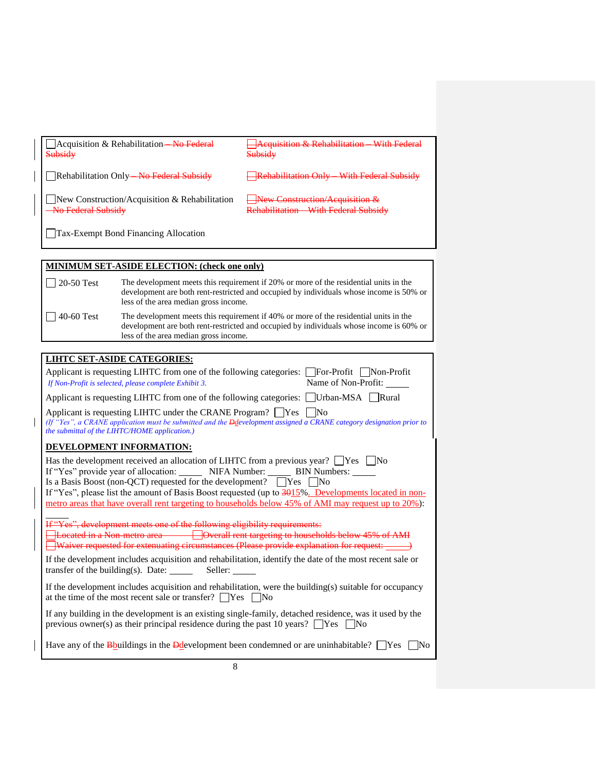☐ Acquisition & Rehabilitation ~~– No Federal Subsidy~~

~~☐ Acquisition & Rehabilitation – With Federal Subsidy~~

☐ Rehabilitation Only ~~– No Federal Subsidy~~

~~☐ Rehabilitation Only – With Federal Subsidy~~

☐ New Construction/Acquisition & Rehabilitation ~~– No Federal Subsidy~~

~~☐ New Construction/Acquisition & Rehabilitation – With Federal Subsidy~~

☐ Tax-Exempt Bond Financing Allocation

**MINIMUM SET-ASIDE ELECTION: (check one only)**

| | |
|---|---|
| ☐ 20-50 Test | The development meets this requirement if 20% or more of the residential units in the development are both rent-restricted and occupied by individuals whose income is 50% or less of the area median gross income. |
| ☐ 40-60 Test | The development meets this requirement if 40% or more of the residential units in the development are both rent-restricted and occupied by individuals whose income is 60% or less of the area median gross income. |

**LIHTC SET-ASIDE CATEGORIES:**

Applicant is requesting LIHTC from one of the following categories: ☐ For-Profit ☐ Non-Profit
*If Non-Profit is selected, please complete Exhibit 3.* Name of Non-Profit: _____

Applicant is requesting LIHTC from one of the following categories: ☐ Urban-MSA ☐ Rural

Applicant is requesting LIHTC under the CRANE Program? ☐ Yes ☐ No
*(If "Yes", a CRANE application must be submitted and the ~~D~~development assigned a CRANE category designation prior to the submittal of the LIHTC/HOME application.)*

**DEVELOPMENT INFORMATION:**

Has the development received an allocation of LIHTC from a previous year? ☐ Yes ☐ No
If "Yes" provide year of allocation: _____ NIFA Number: _____ BIN Numbers: _____
Is a Basis Boost (non-QCT) requested for the development? ☐ Yes ☐ No
If "Yes", please list the amount of Basis Boost requested (up to ~~30~~15%. Developments located in non-metro areas that have overall rent targeting to households below 45% of AMI may request up to 20%): _____

~~If "Yes", development meets one of the following eligibility requirements:~~
~~☐ Located in a Non-metro area ☐ Overall rent targeting to households below 45% of AMI~~
~~☐ Waiver requested for extenuating circumstances (Please provide explanation for request: _____)~~

If the development includes acquisition and rehabilitation, identify the date of the most recent sale or transfer of the building(s). Date: _____ Seller: _____

If the development includes acquisition and rehabilitation, were the building(s) suitable for occupancy at the time of the most recent sale or transfer? ☐ Yes ☐ No

If any building in the development is an existing single-family, detached residence, was it used by the previous owner(s) as their principal residence during the past 10 years? ☐ Yes ☐ No

Have any of the ~~B~~buildings in the ~~D~~development been condemned or are uninhabitable? ☐ Yes ☐ No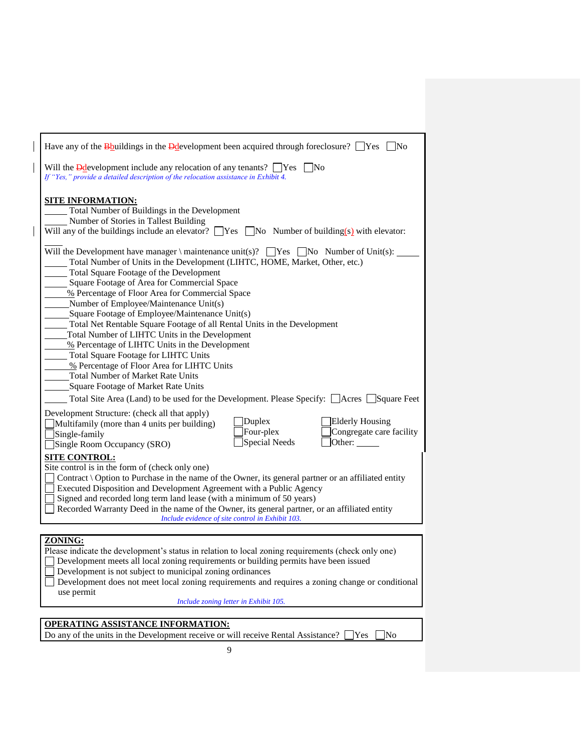Have any of the ~~B~~buildings in the ~~D~~development been acquired through foreclosure? ☐Yes ☐No

Will the ~~D~~development include any relocation of any tenants? ☐Yes ☐No
*If "Yes," provide a detailed description of the relocation assistance in Exhibit 4.*

**SITE INFORMATION:**

_____ Total Number of Buildings in the Development
_____ Number of Stories in Tallest Building
Will any of the buildings include an elevator? ☐Yes ☐No Number of building(s) with elevator: _____

Will the Development have manager \ maintenance unit(s)? ☐Yes ☐No Number of Unit(s): _____
_____ Total Number of Units in the Development (LIHTC, HOME, Market, Other, etc.)
_____ Total Square Footage of the Development
_____ Square Footage of Area for Commercial Space
_____% Percentage of Floor Area for Commercial Space
_____Number of Employee/Maintenance Unit(s)
_____Square Footage of Employee/Maintenance Unit(s)
_____ Total Net Rentable Square Footage of all Rental Units in the Development
_____Total Number of LIHTC Units in the Development
_____% Percentage of LIHTC Units in the Development
_____ Total Square Footage for LIHTC Units
_____% Percentage of Floor Area for LIHTC Units
_____Total Number of Market Rate Units
_____Square Footage of Market Rate Units
_____ Total Site Area (Land) to be used for the Development. Please Specify: ☐Acres ☐Square Feet

Development Structure: (check all that apply)
☐Multifamily (more than 4 units per building)
☐Single-family
☐Single Room Occupancy (SRO)
☐Duplex
☐Four-plex
☐Special Needs
☐Elderly Housing
☐Congregate care facility
☐Other: _____

**SITE CONTROL:**

Site control is in the form of (check only one)
☐ Contract \ Option to Purchase in the name of the Owner, its general partner or an affiliated entity
☐ Executed Disposition and Development Agreement with a Public Agency
☐ Signed and recorded long term land lease (with a minimum of 50 years)
☐ Recorded Warranty Deed in the name of the Owner, its general partner, or an affiliated entity
*Include evidence of site control in Exhibit 103.*

**ZONING:**

Please indicate the development's status in relation to local zoning requirements (check only one)
☐ Development meets all local zoning requirements or building permits have been issued
☐ Development is not subject to municipal zoning ordinances
☐ Development does not meet local zoning requirements and requires a zoning change or conditional use permit
*Include zoning letter in Exhibit 105.*

**OPERATING ASSISTANCE INFORMATION:**

Do any of the units in the Development receive or will receive Rental Assistance? ☐Yes ☐No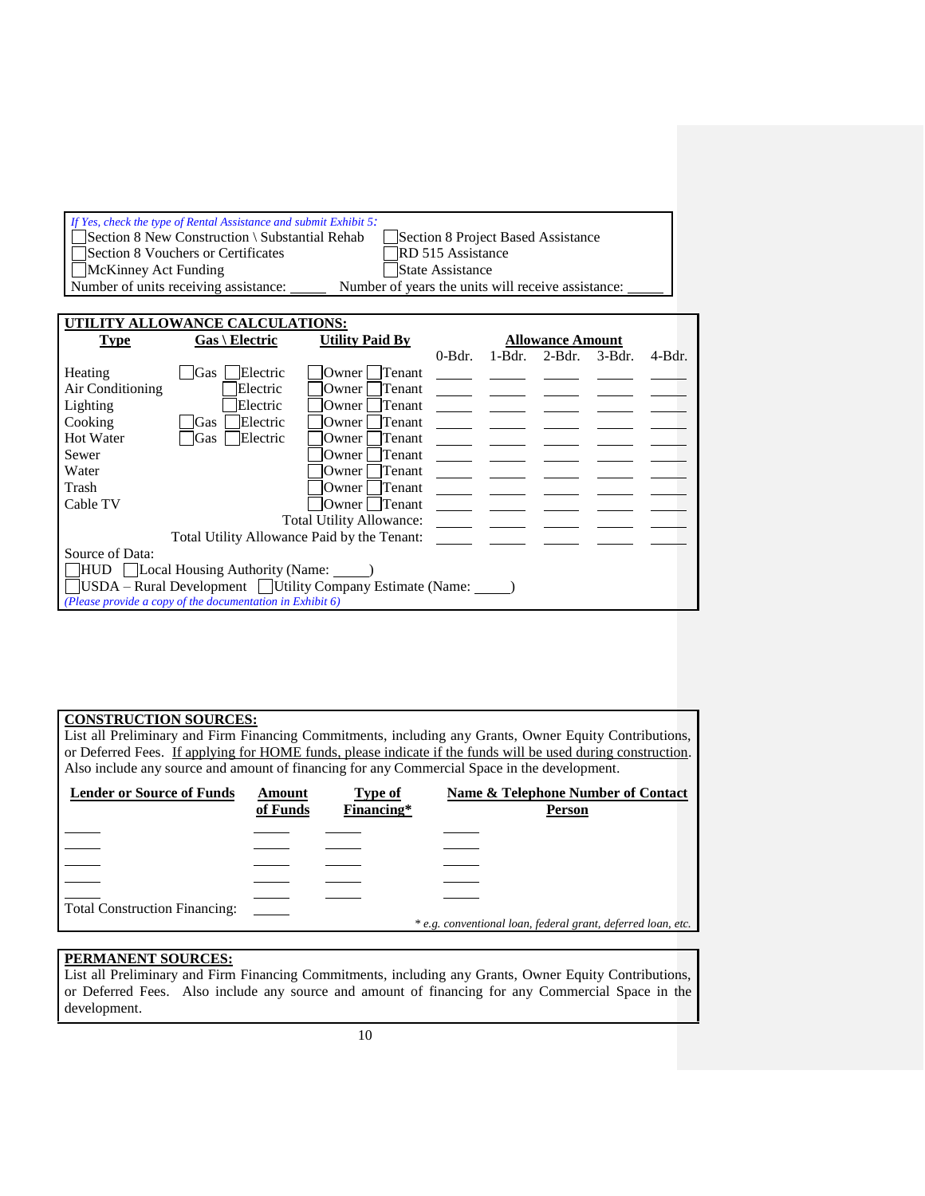*If Yes, check the type of Rental Assistance and submit Exhibit 5:*

☐ Section 8 New Construction \ Substantial Rehab ☐ Section 8 Project Based Assistance
☐ Section 8 Vouchers or Certificates ☐ RD 515 Assistance
☐ McKinney Act Funding ☐ State Assistance

Number of units receiving assistance: _____ Number of years the units will receive assistance: _____

**UTILITY ALLOWANCE CALCULATIONS:**

| Type | Gas \ Electric | Utility Paid By | 0-Bdr. | 1-Bdr. | 2-Bdr. | 3-Bdr. | 4-Bdr. |
|---|---|---|---|---|---|---|---|
| | | | **Allowance Amount** | | | | |
| Heating | ☐ Gas ☐ Electric | ☐ Owner ☐ Tenant | _____ | _____ | _____ | _____ | _____ |
| Air Conditioning | ☐ Electric | ☐ Owner ☐ Tenant | _____ | _____ | _____ | _____ | _____ |
| Lighting | ☐ Electric | ☐ Owner ☐ Tenant | _____ | _____ | _____ | _____ | _____ |
| Cooking | ☐ Gas ☐ Electric | ☐ Owner ☐ Tenant | _____ | _____ | _____ | _____ | _____ |
| Hot Water | ☐ Gas ☐ Electric | ☐ Owner ☐ Tenant | _____ | _____ | _____ | _____ | _____ |
| Sewer | | ☐ Owner ☐ Tenant | _____ | _____ | _____ | _____ | _____ |
| Water | | ☐ Owner ☐ Tenant | _____ | _____ | _____ | _____ | _____ |
| Trash | | ☐ Owner ☐ Tenant | _____ | _____ | _____ | _____ | _____ |
| Cable TV | | ☐ Owner ☐ Tenant | _____ | _____ | _____ | _____ | _____ |
| | | Total Utility Allowance: | _____ | _____ | _____ | _____ | _____ |
| | | Total Utility Allowance Paid by the Tenant: | _____ | _____ | _____ | _____ | _____ |

Source of Data:

☐ HUD ☐ Local Housing Authority (Name: _____)
☐ USDA – Rural Development ☐ Utility Company Estimate (Name: _____)

*(Please provide a copy of the documentation in Exhibit 6)*

**CONSTRUCTION SOURCES:**

List all Preliminary and Firm Financing Commitments, including any Grants, Owner Equity Contributions, or Deferred Fees. If applying for HOME funds, please indicate if the funds will be used during construction. Also include any source and amount of financing for any Commercial Space in the development.

| Lender or Source of Funds | Amount of Funds | Type of Financing* | Name & Telephone Number of Contact Person |
|---|---|---|---|
| _____ | _____ | _____ | _____ |
| _____ | _____ | _____ | _____ |
| _____ | _____ | _____ | _____ |
| _____ | _____ | _____ | _____ |
| _____ | _____ | _____ | _____ |
| Total Construction Financing: | _____ | | |

*\* e.g. conventional loan, federal grant, deferred loan, etc.*

**PERMANENT SOURCES:**

List all Preliminary and Firm Financing Commitments, including any Grants, Owner Equity Contributions, or Deferred Fees. Also include any source and amount of financing for any Commercial Space in the development.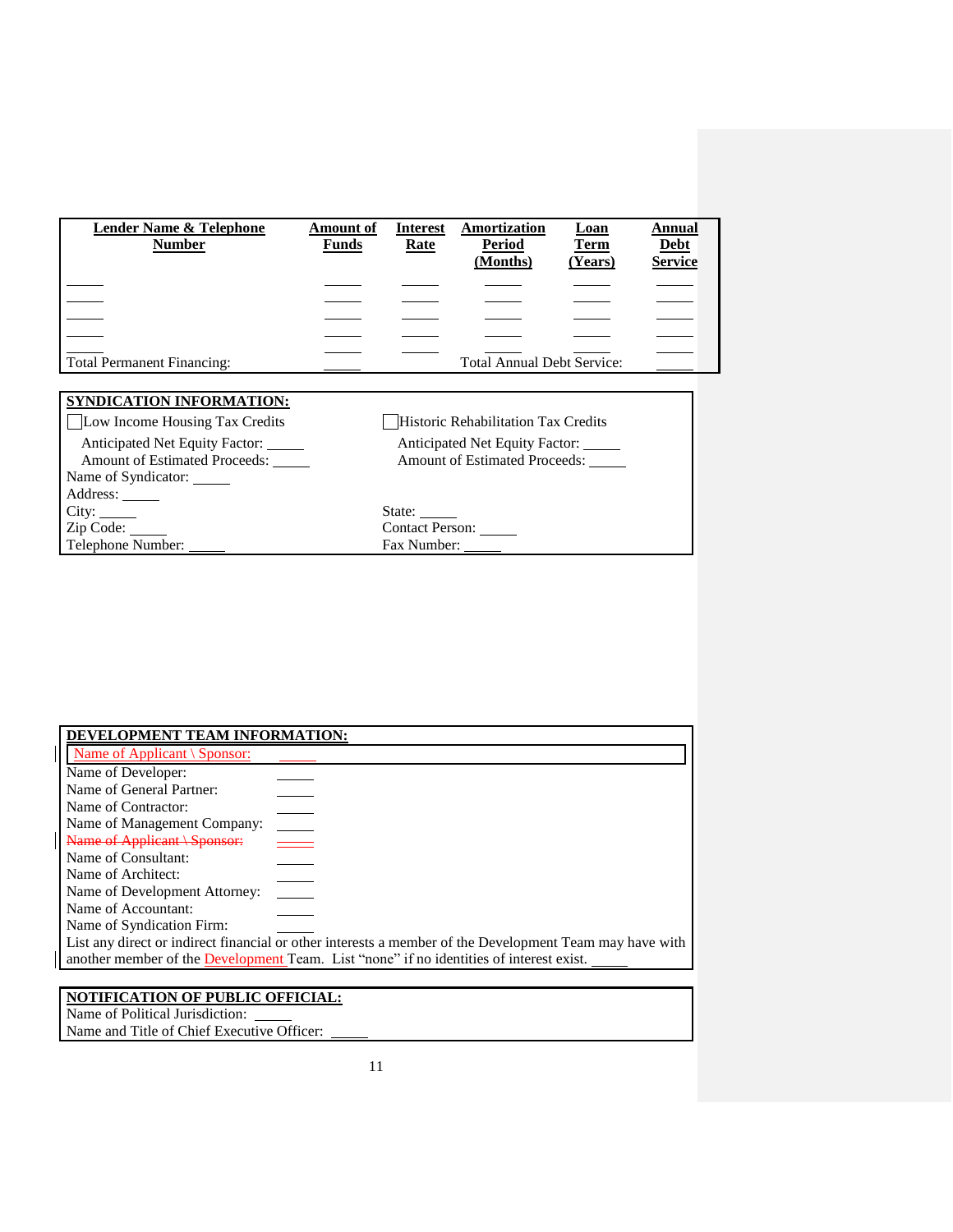| Lender Name & Telephone Number | Amount of Funds | Interest Rate | Amortization Period (Months) | Loan Term (Years) | Annual Debt Service |
|---|---|---|---|---|---|
| _____ | _____ | _____ | _____ | _____ | _____ |
| _____ | _____ | _____ | _____ | _____ | _____ |
| _____ | _____ | _____ | _____ | _____ | _____ |
| _____ | _____ | _____ | _____ | _____ | _____ |
| _____ | _____ | _____ | _____ | _____ | _____ |
| Total Permanent Financing: | _____ | | Total Annual Debt Service: | | _____ |

**SYNDICATION INFORMATION:**

☐ Low Income Housing Tax Credits
Anticipated Net Equity Factor: _____
Amount of Estimated Proceeds: _____

☐ Historic Rehabilitation Tax Credits
Anticipated Net Equity Factor: _____
Amount of Estimated Proceeds: _____

Name of Syndicator: _____
Address: _____
City: _____
State: _____
Zip Code: _____
Contact Person: _____
Telephone Number: _____
Fax Number: _____

**DEVELOPMENT TEAM INFORMATION:**

Name of Applicant \ Sponsor: _____
Name of Developer: _____
Name of General Partner: _____
Name of Contractor: _____
Name of Management Company: _____
~~Name of Applicant \ Sponsor:~~
Name of Consultant: _____
Name of Architect: _____
Name of Development Attorney: _____
Name of Accountant: _____
Name of Syndication Firm: _____
List any direct or indirect financial or other interests a member of the Development Team may have with another member of the Development Team. List "none" if no identities of interest exist. _____

**NOTIFICATION OF PUBLIC OFFICIAL:**

Name of Political Jurisdiction: _____
Name and Title of Chief Executive Officer: _____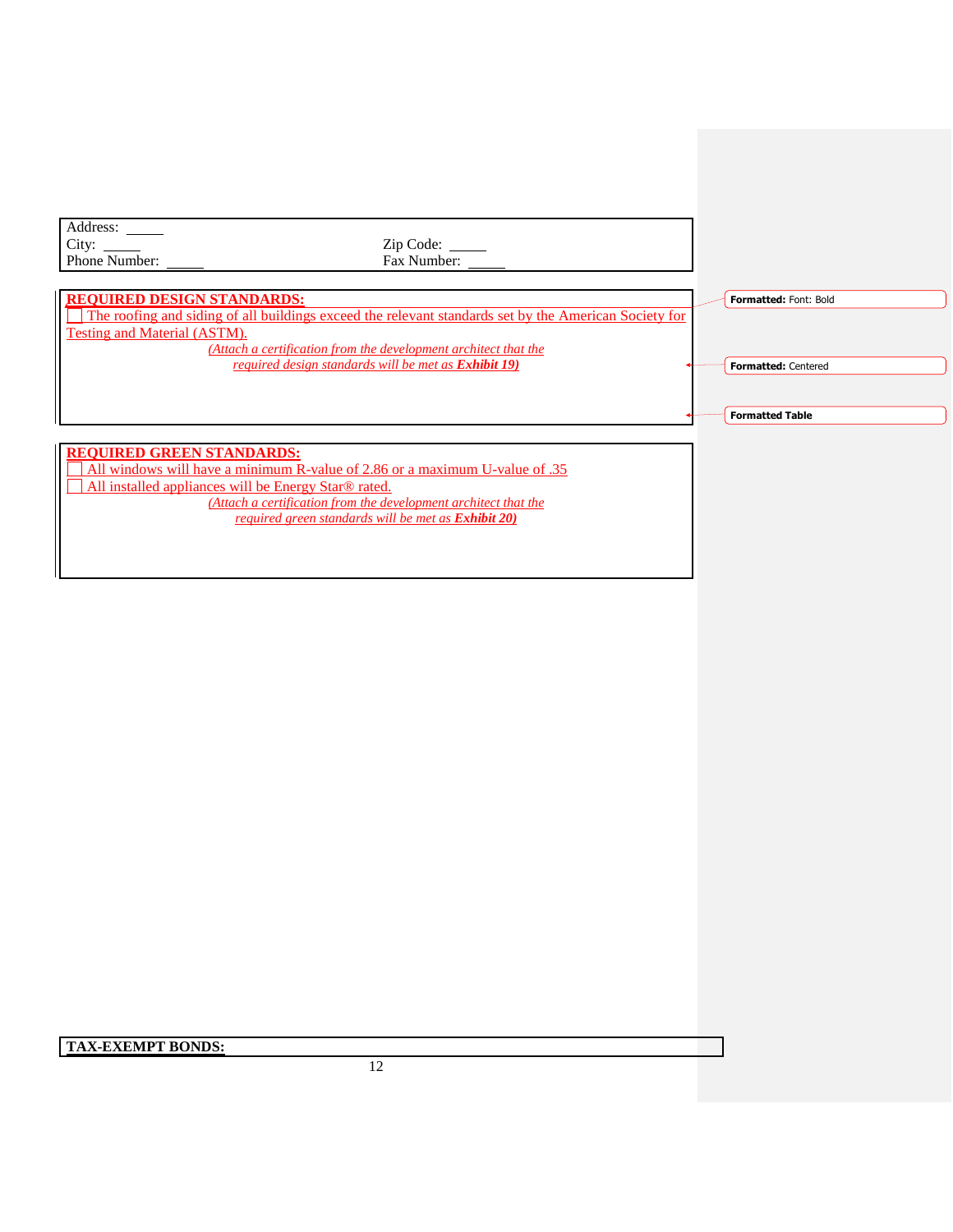Address: \_\_\_\_\_
City: \_\_\_\_\_ Zip Code: \_\_\_\_\_
Phone Number: \_\_\_\_\_ Fax Number: \_\_\_\_\_

**REQUIRED DESIGN STANDARDS:**

☐ The roofing and siding of all buildings exceed the relevant standards set by the American Society for Testing and Material (ASTM).

*(Attach a certification from the development architect that the required design standards will be met as* ***Exhibit 19****)*

**REQUIRED GREEN STANDARDS:**

☐ All windows will have a minimum R-value of 2.86 or a maximum U-value of .35

☐ All installed appliances will be Energy Star® rated.

*(Attach a certification from the development architect that the required green standards will be met as* ***Exhibit 20****)*

**TAX-EXEMPT BONDS:**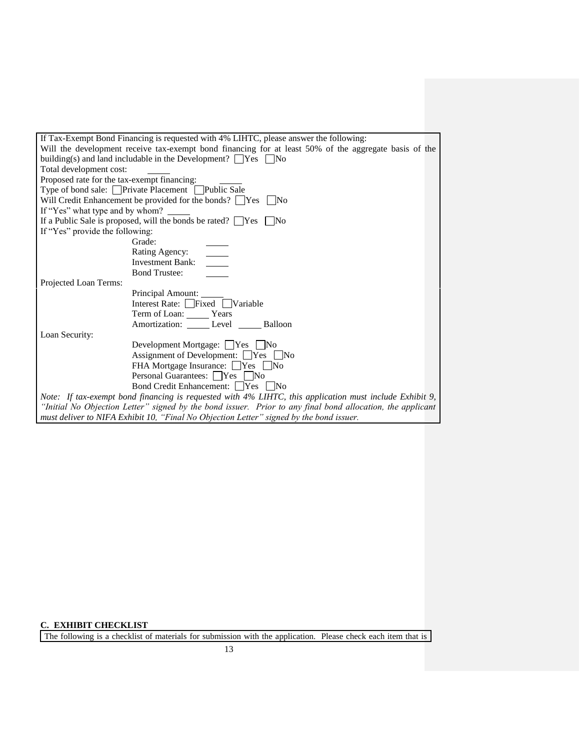If Tax-Exempt Bond Financing is requested with 4% LIHTC, please answer the following:

Will the development receive tax-exempt bond financing for at least 50% of the aggregate basis of the building(s) and land includable in the Development? ☐ Yes ☐ No

Total development cost: \_\_\_\_\_

Proposed rate for the tax-exempt financing: \_\_\_\_\_

Type of bond sale: ☐ Private Placement ☐ Public Sale

Will Credit Enhancement be provided for the bonds? ☐ Yes ☐ No

If "Yes" what type and by whom? \_\_\_\_\_

If a Public Sale is proposed, will the bonds be rated? ☐ Yes ☐ No

If "Yes" provide the following:

- Grade: \_\_\_\_\_
- Rating Agency: \_\_\_\_\_
- Investment Bank: \_\_\_\_\_
- Bond Trustee: \_\_\_\_\_

Projected Loan Terms:

- Principal Amount: \_\_\_\_\_
- Interest Rate: ☐ Fixed ☐ Variable
- Term of Loan: \_\_\_\_\_ Years
- Amortization: \_\_\_\_\_ Level \_\_\_\_\_ Balloon

Loan Security:

- Development Mortgage: ☐ Yes ☐ No
- Assignment of Development: ☐ Yes ☐ No
- FHA Mortgage Insurance: ☐ Yes ☐ No
- Personal Guarantees: ☐ Yes ☐ No
- Bond Credit Enhancement: ☐ Yes ☐ No

*Note: If tax-exempt bond financing is requested with 4% LIHTC, this application must include Exhibit 9, "Initial No Objection Letter" signed by the bond issuer. Prior to any final bond allocation, the applicant must deliver to NIFA Exhibit 10, "Final No Objection Letter" signed by the bond issuer.*

**C. EXHIBIT CHECKLIST**

The following is a checklist of materials for submission with the application. Please check each item that is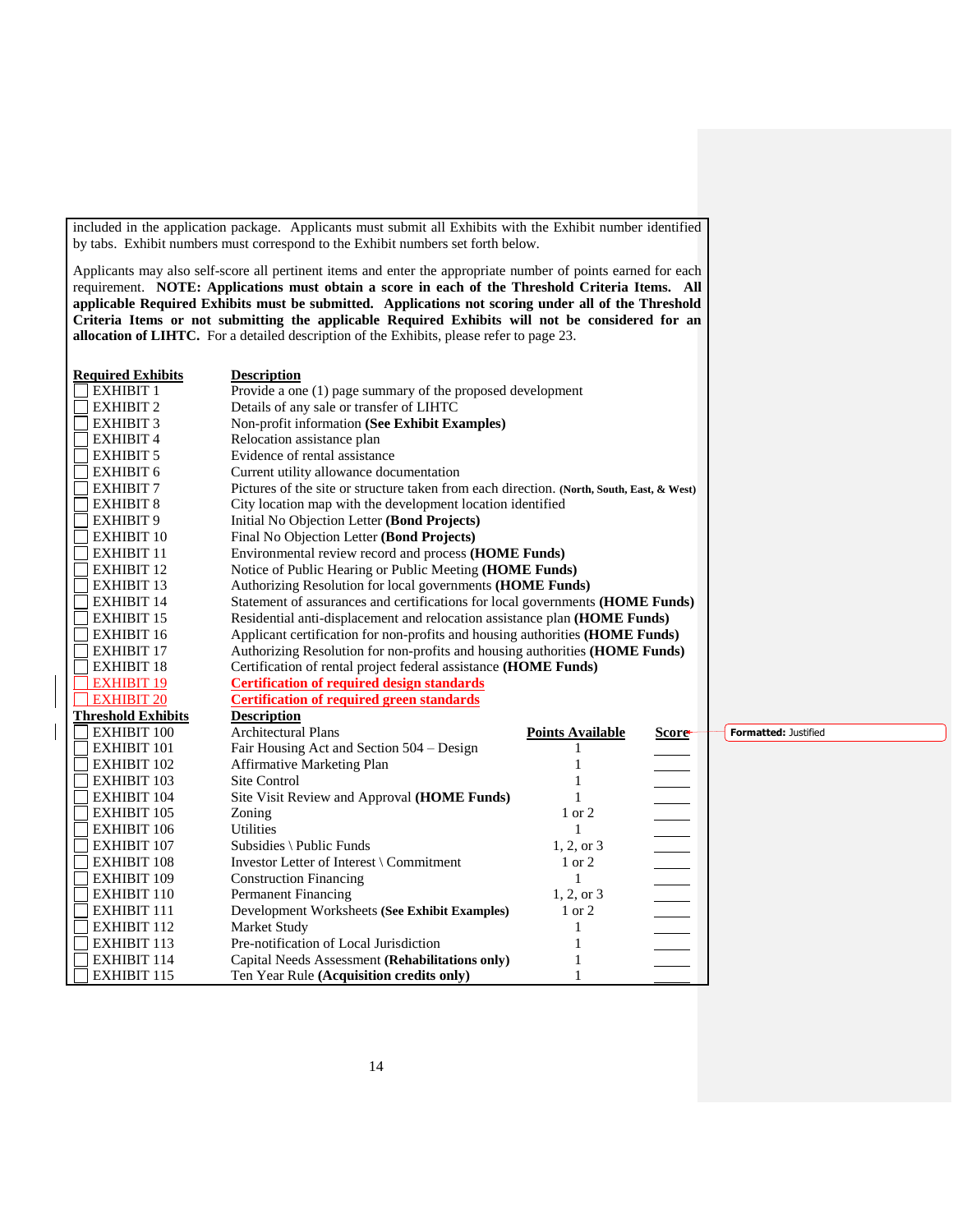included in the application package. Applicants must submit all Exhibits with the Exhibit number identified by tabs. Exhibit numbers must correspond to the Exhibit numbers set forth below.

Applicants may also self-score all pertinent items and enter the appropriate number of points earned for each requirement. **NOTE: Applications must obtain a score in each of the Threshold Criteria Items. All applicable Required Exhibits must be submitted. Applications not scoring under all of the Threshold Criteria Items or not submitting the applicable Required Exhibits will not be considered for an allocation of LIHTC.** For a detailed description of the Exhibits, please refer to page 23.

| **Required Exhibits** | **Description** |
|---|---|
| ☐ EXHIBIT 1 | Provide a one (1) page summary of the proposed development |
| ☐ EXHIBIT 2 | Details of any sale or transfer of LIHTC |
| ☐ EXHIBIT 3 | Non-profit information **(See Exhibit Examples)** |
| ☐ EXHIBIT 4 | Relocation assistance plan |
| ☐ EXHIBIT 5 | Evidence of rental assistance |
| ☐ EXHIBIT 6 | Current utility allowance documentation |
| ☐ EXHIBIT 7 | Pictures of the site or structure taken from each direction. **(North, South, East, & West)** |
| ☐ EXHIBIT 8 | City location map with the development location identified |
| ☐ EXHIBIT 9 | Initial No Objection Letter **(Bond Projects)** |
| ☐ EXHIBIT 10 | Final No Objection Letter **(Bond Projects)** |
| ☐ EXHIBIT 11 | Environmental review record and process **(HOME Funds)** |
| ☐ EXHIBIT 12 | Notice of Public Hearing or Public Meeting **(HOME Funds)** |
| ☐ EXHIBIT 13 | Authorizing Resolution for local governments **(HOME Funds)** |
| ☐ EXHIBIT 14 | Statement of assurances and certifications for local governments **(HOME Funds)** |
| ☐ EXHIBIT 15 | Residential anti-displacement and relocation assistance plan **(HOME Funds)** |
| ☐ EXHIBIT 16 | Applicant certification for non-profits and housing authorities **(HOME Funds)** |
| ☐ EXHIBIT 17 | Authorizing Resolution for non-profits and housing authorities **(HOME Funds)** |
| ☐ EXHIBIT 18 | Certification of rental project federal assistance **(HOME Funds)** |
| ☐ EXHIBIT 19 | **Certification of required design standards** |
| ☐ EXHIBIT 20 | **Certification of required green standards** |

| **Threshold Exhibits** | **Description** | **Points Available** | **Score** |
|---|---|---|---|
| ☐ EXHIBIT 100 | Architectural Plans | | |
| ☐ EXHIBIT 101 | Fair Housing Act and Section 504 – Design | 1 | ____ |
| ☐ EXHIBIT 102 | Affirmative Marketing Plan | 1 | ____ |
| ☐ EXHIBIT 103 | Site Control | 1 | ____ |
| ☐ EXHIBIT 104 | Site Visit Review and Approval **(HOME Funds)** | 1 | ____ |
| ☐ EXHIBIT 105 | Zoning | 1 or 2 | ____ |
| ☐ EXHIBIT 106 | Utilities | 1 | ____ |
| ☐ EXHIBIT 107 | Subsidies \ Public Funds | 1, 2, or 3 | ____ |
| ☐ EXHIBIT 108 | Investor Letter of Interest \ Commitment | 1 or 2 | ____ |
| ☐ EXHIBIT 109 | Construction Financing | 1 | ____ |
| ☐ EXHIBIT 110 | Permanent Financing | 1, 2, or 3 | ____ |
| ☐ EXHIBIT 111 | Development Worksheets **(See Exhibit Examples)** | 1 or 2 | ____ |
| ☐ EXHIBIT 112 | Market Study | 1 | ____ |
| ☐ EXHIBIT 113 | Pre-notification of Local Jurisdiction | 1 | ____ |
| ☐ EXHIBIT 114 | Capital Needs Assessment **(Rehabilitations only)** | 1 | ____ |
| ☐ EXHIBIT 115 | Ten Year Rule **(Acquisition credits only)** | 1 | ____ |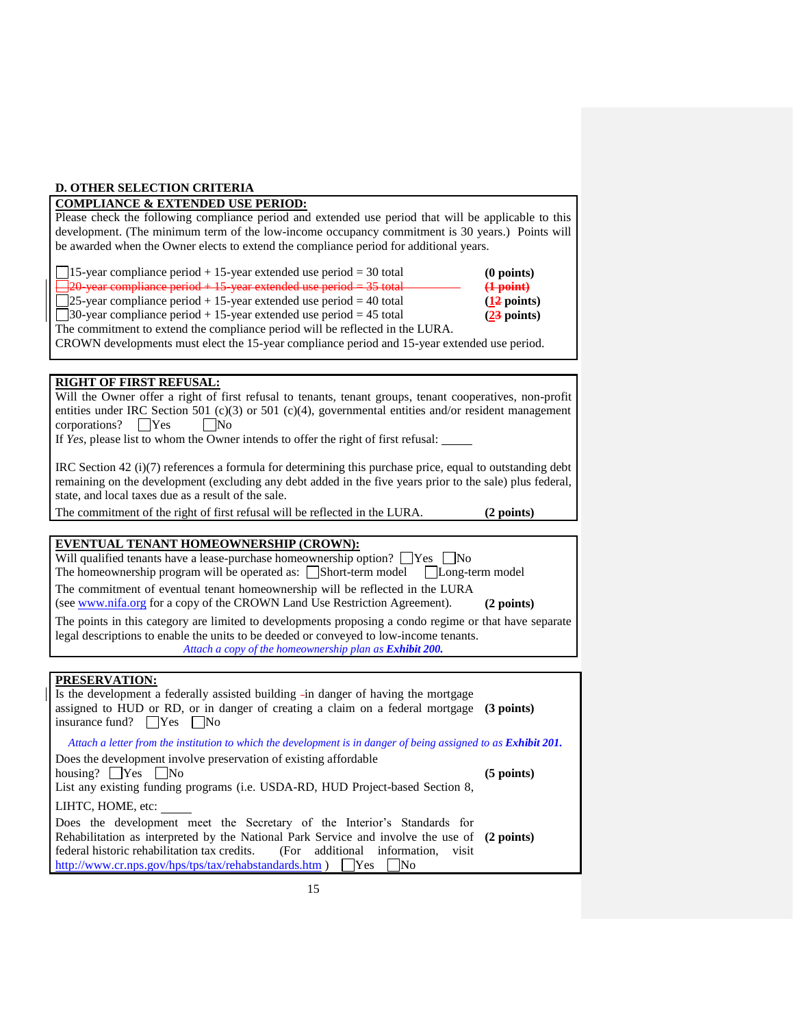## D. OTHER SELECTION CRITERIA

**COMPLIANCE & EXTENDED USE PERIOD:**

Please check the following compliance period and extended use period that will be applicable to this development. (The minimum term of the low-income occupancy commitment is 30 years.) Points will be awarded when the Owner elects to extend the compliance period for additional years.

| | |
|---|---|
| ☐ 15-year compliance period + 15-year extended use period = 30 total | **(0 points)** |
| ~~☐ 20-year compliance period + 15-year extended use period = 35 total~~ | ~~**(1 point)**~~ |
| ☐ 25-year compliance period + 15-year extended use period = 40 total | **(~~1~~2 points)** |
| ☐ 30-year compliance period + 15-year extended use period = 45 total | **(~~2~~3 points)** |

The commitment to extend the compliance period will be reflected in the LURA.
CROWN developments must elect the 15-year compliance period and 15-year extended use period.

**RIGHT OF FIRST REFUSAL:**

Will the Owner offer a right of first refusal to tenants, tenant groups, tenant cooperatives, non-profit entities under IRC Section 501 (c)(3) or 501 (c)(4), governmental entities and/or resident management corporations? ☐ Yes ☐ No

If *Yes*, please list to whom the Owner intends to offer the right of first refusal: _____

IRC Section 42 (i)(7) references a formula for determining this purchase price, equal to outstanding debt remaining on the development (excluding any debt added in the five years prior to the sale) plus federal, state, and local taxes due as a result of the sale.

The commitment of the right of first refusal will be reflected in the LURA. **(2 points)**

**EVENTUAL TENANT HOMEOWNERSHIP (CROWN):**

Will qualified tenants have a lease-purchase homeownership option? ☐ Yes ☐ No

The homeownership program will be operated as: ☐ Short-term model ☐ Long-term model

The commitment of eventual tenant homeownership will be reflected in the LURA (see www.nifa.org for a copy of the CROWN Land Use Restriction Agreement). **(2 points)**

The points in this category are limited to developments proposing a condo regime or that have separate legal descriptions to enable the units to be deeded or conveyed to low-income tenants.

*Attach a copy of the homeownership plan as* ***Exhibit 200.***

**PRESERVATION:**

Is the development a federally assisted building in danger of having the mortgage assigned to HUD or RD, or in danger of creating a claim on a federal mortgage insurance fund? ☐ Yes ☐ No **(3 points)**

*Attach a letter from the institution to which the development is in danger of being assigned to as* ***Exhibit 201.***

Does the development involve preservation of existing affordable housing? ☐ Yes ☐ No **(5 points)**

List any existing funding programs (i.e. USDA-RD, HUD Project-based Section 8, LIHTC, HOME, etc: _____

Does the development meet the Secretary of the Interior's Standards for Rehabilitation as interpreted by the National Park Service and involve the use of federal historic rehabilitation tax credits. (For additional information, visit http://www.cr.nps.gov/hps/tps/tax/rehabstandards.htm ) ☐ Yes ☐ No **(2 points)**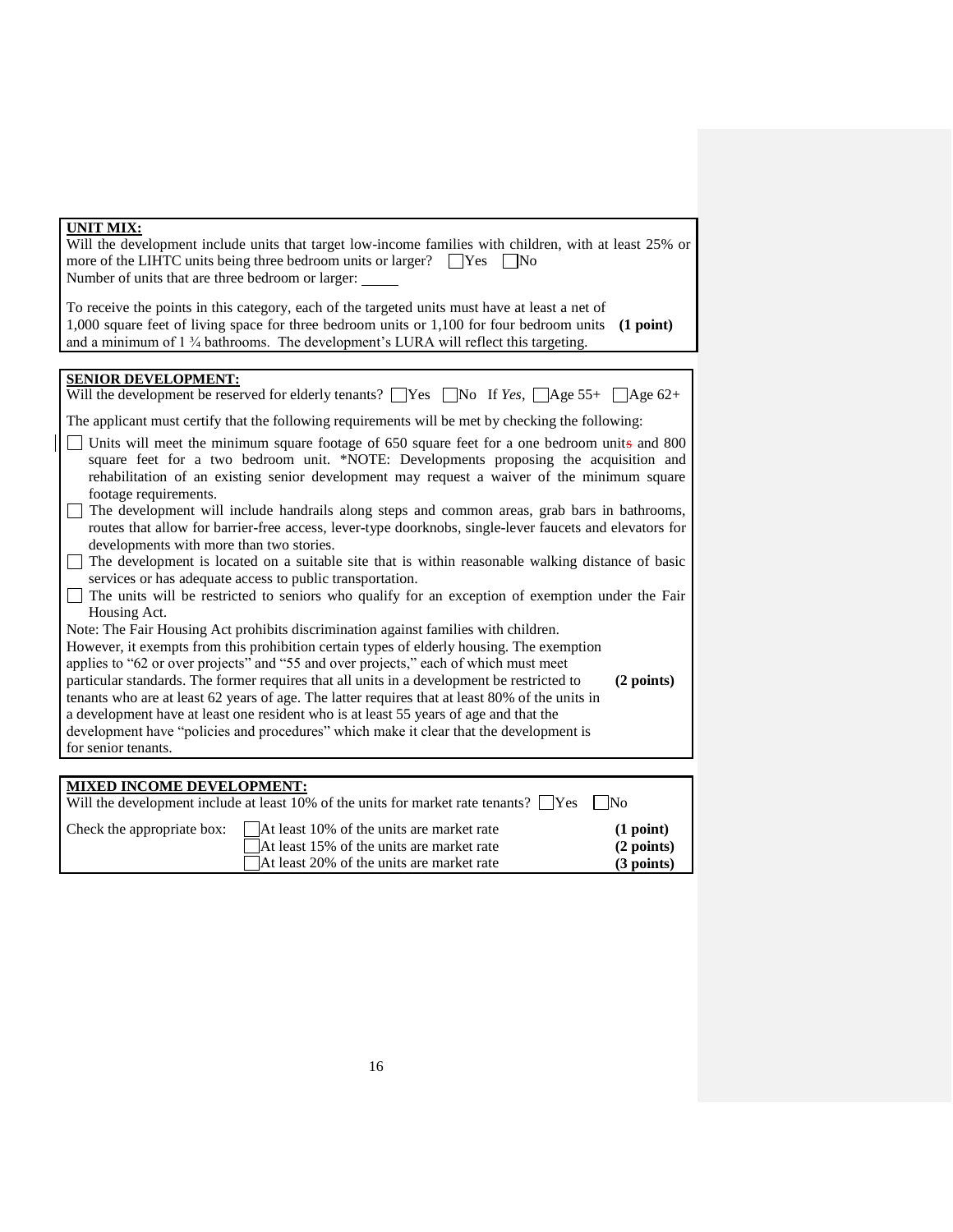**UNIT MIX:**

Will the development include units that target low-income families with children, with at least 25% or more of the LIHTC units being three bedroom units or larger? ☐ Yes ☐ No

Number of units that are three bedroom or larger: _____

To receive the points in this category, each of the targeted units must have at least a net of 1,000 square feet of living space for three bedroom units or 1,100 for four bedroom units and a minimum of 1 ¾ bathrooms. The development's LURA will reflect this targeting. **(1 point)**

**SENIOR DEVELOPMENT:**

Will the development be reserved for elderly tenants? ☐ Yes ☐ No If *Yes*, ☐ Age 55+ ☐ Age 62+

The applicant must certify that the following requirements will be met by checking the following:

- ☐ Units will meet the minimum square footage of 650 square feet for a one bedroom units and 800 square feet for a two bedroom unit. *NOTE: Developments proposing the acquisition and rehabilitation of an existing senior development may request a waiver of the minimum square footage requirements.
- ☐ The development will include handrails along steps and common areas, grab bars in bathrooms, routes that allow for barrier-free access, lever-type doorknobs, single-lever faucets and elevators for developments with more than two stories.
- ☐ The development is located on a suitable site that is within reasonable walking distance of basic services or has adequate access to public transportation.
- ☐ The units will be restricted to seniors who qualify for an exception of exemption under the Fair Housing Act.

Note: The Fair Housing Act prohibits discrimination against families with children. However, it exempts from this prohibition certain types of elderly housing. The exemption applies to "62 or over projects" and "55 and over projects," each of which must meet particular standards. The former requires that all units in a development be restricted to tenants who are at least 62 years of age. The latter requires that at least 80% of the units in a development have at least one resident who is at least 55 years of age and that the development have "policies and procedures" which make it clear that the development is for senior tenants. **(2 points)**

**MIXED INCOME DEVELOPMENT:**

Will the development include at least 10% of the units for market rate tenants? ☐ Yes ☐ No

Check the appropriate box:

- ☐ At least 10% of the units are market rate **(1 point)**
- ☐ At least 15% of the units are market rate **(2 points)**
- ☐ At least 20% of the units are market rate **(3 points)**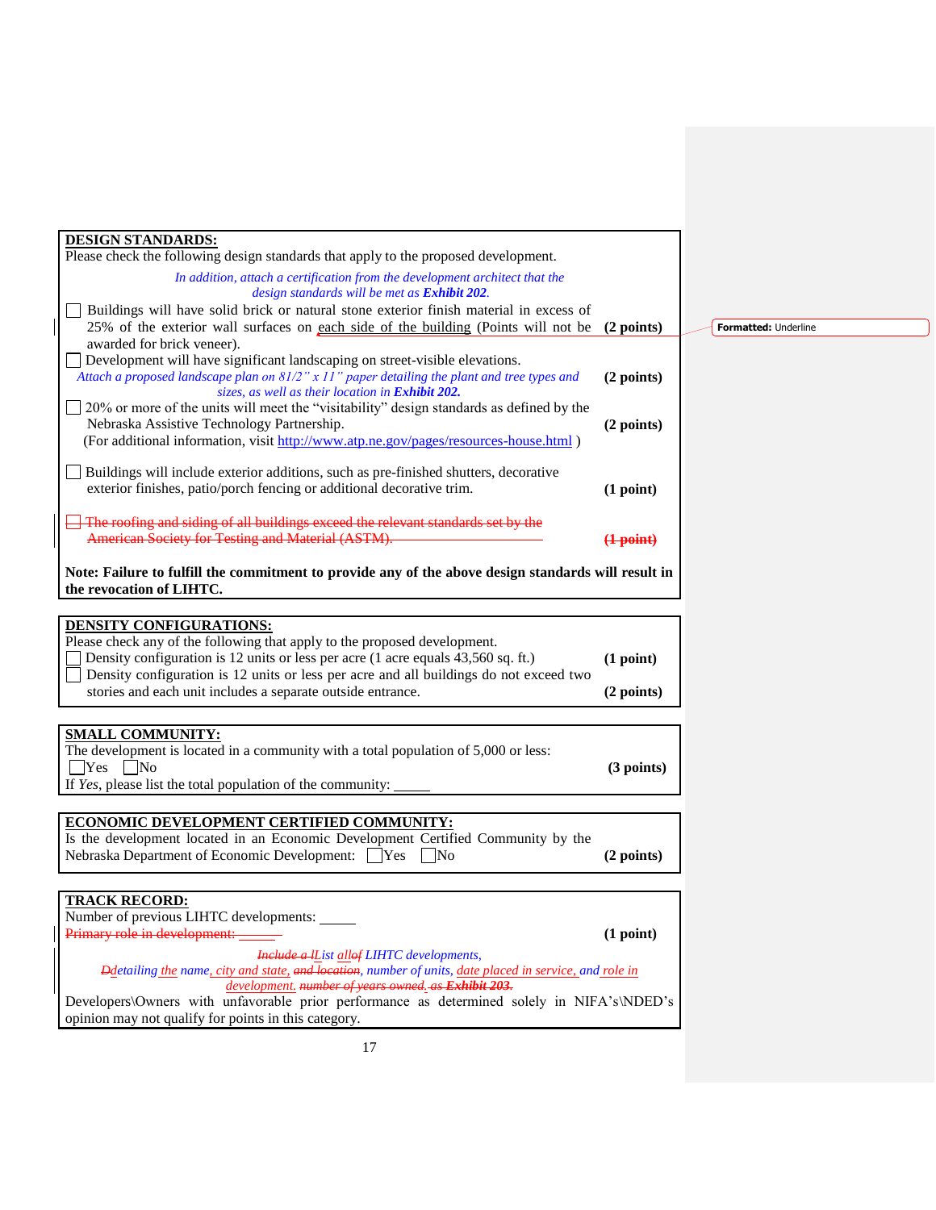**DESIGN STANDARDS:**

Please check the following design standards that apply to the proposed development.

*In addition, attach a certification from the development architect that the design standards will be met as **Exhibit 202**.*

☐ Buildings will have solid brick or natural stone exterior finish material in excess of 25% of the exterior wall surfaces on each side of the building (Points will not be awarded for brick veneer). **(2 points)**

Formatted: Underline

☐ Development will have significant landscaping on street-visible elevations. *Attach a proposed landscape plan on 81/2" x 11" paper detailing the plant and tree types and sizes, as well as their location in **Exhibit 202.*** **(2 points)**

☐ 20% or more of the units will meet the "visitability" design standards as defined by the Nebraska Assistive Technology Partnership. **(2 points)**
(For additional information, visit http://www.atp.ne.gov/pages/resources-house.html )

☐ Buildings will include exterior additions, such as pre-finished shutters, decorative exterior finishes, patio/porch fencing or additional decorative trim. **(1 point)**

~~☐ The roofing and siding of all buildings exceed the relevant standards set by the American Society for Testing and Material (ASTM).~~ ~~**(1 point)**~~

**Note: Failure to fulfill the commitment to provide any of the above design standards will result in the revocation of LIHTC.**

**DENSITY CONFIGURATIONS:**

Please check any of the following that apply to the proposed development.

☐ Density configuration is 12 units or less per acre (1 acre equals 43,560 sq. ft.) **(1 point)**

☐ Density configuration is 12 units or less per acre and all buildings do not exceed two stories and each unit includes a separate entrance. **(2 points)**

**SMALL COMMUNITY:**

The development is located in a community with a total population of 5,000 or less:
☐Yes ☐No **(3 points)**

If *Yes*, please list the total population of the community: _____

**ECONOMIC DEVELOPMENT CERTIFIED COMMUNITY:**

Is the development located in an Economic Development Certified Community by the Nebraska Department of Economic Development: ☐Yes ☐No **(2 points)**

**TRACK RECORD:**

Number of previous LIHTC developments: _____

~~Primary role in development: ______~~ **(1 point)**

*~~Include a l~~List all~~of~~ LIHTC developments, ~~D~~detailing the name, city and state, ~~and location~~, number of units, date placed in service, and role in development. ~~number of years owned~~, ~~as **Exhibit 203.**~~*

Developers\Owners with unfavorable prior performance as determined solely in NIFA's\NDED's opinion may not qualify for points in this category.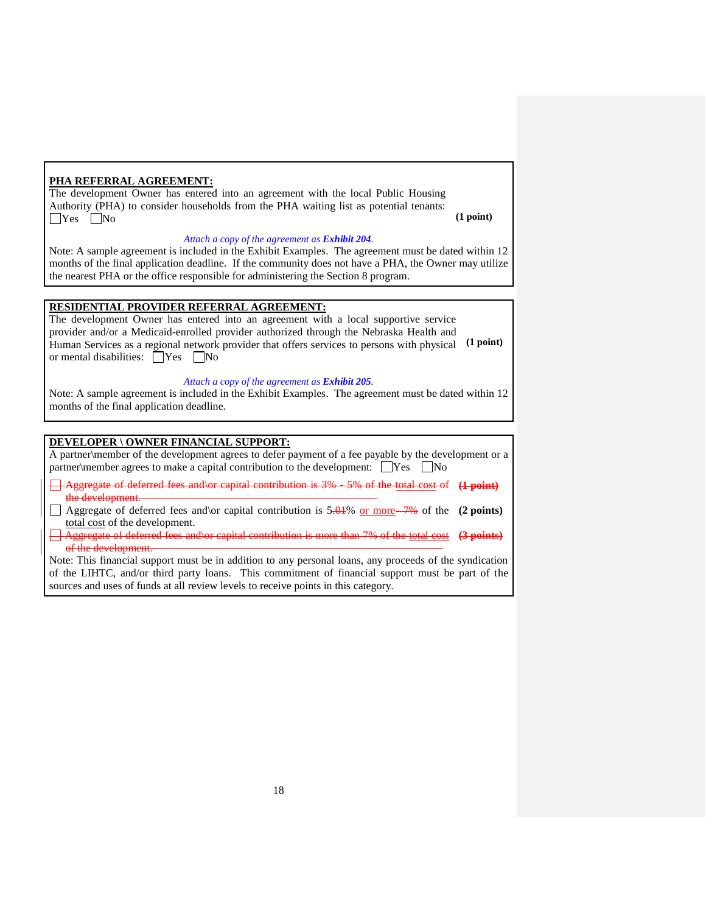**PHA REFERRAL AGREEMENT:**

The development Owner has entered into an agreement with the local Public Housing Authority (PHA) to consider households from the PHA waiting list as potential tenants: ☐ Yes ☐ No **(1 point)**

*Attach a copy of the agreement as* ***Exhibit 204****.*

Note: A sample agreement is included in the Exhibit Examples. The agreement must be dated within 12 months of the final application deadline. If the community does not have a PHA, the Owner may utilize the nearest PHA or the office responsible for administering the Section 8 program.

**RESIDENTIAL PROVIDER REFERRAL AGREEMENT:**

The development Owner has entered into an agreement with a local supportive service provider and/or a Medicaid-enrolled provider authorized through the Nebraska Health and Human Services as a regional network provider that offers services to persons with physical or mental disabilities: ☐ Yes ☐ No **(1 point)**

*Attach a copy of the agreement as* ***Exhibit 205****.*

Note: A sample agreement is included in the Exhibit Examples. The agreement must be dated within 12 months of the final application deadline.

**DEVELOPER \ OWNER FINANCIAL SUPPORT:**

A partner\member of the development agrees to defer payment of a fee payable by the development or a partner\member agrees to make a capital contribution to the development: ☐ Yes ☐ No

~~☐ Aggregate of deferred fees and\or capital contribution is 3% - 5% of the total cost of the development.~~ ~~**(1 point)**~~

☐ Aggregate of deferred fees and\or capital contribution is 5.~~01~~% or more~~- 7%~~ of the total cost of the development. **(2 points)**

~~☐ Aggregate of deferred fees and\or capital contribution is more than 7% of the total cost of the development.~~ ~~**(3 points)**~~

Note: This financial support must be in addition to any personal loans, any proceeds of the syndication of the LIHTC, and/or third party loans. This commitment of financial support must be part of the sources and uses of funds at all review levels to receive points in this category.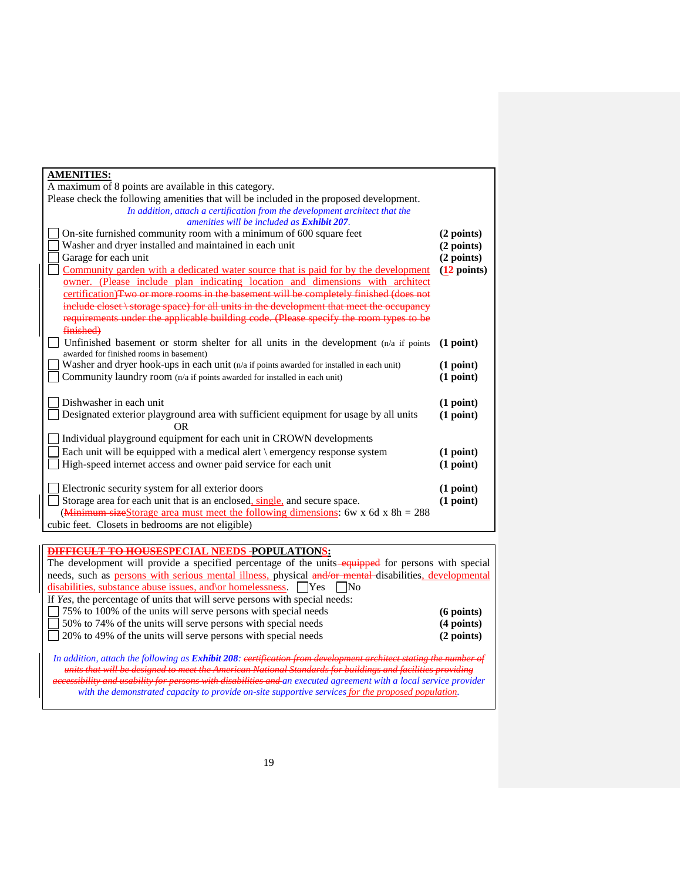**AMENIDTIES:**

A maximum of 8 points are available in this category.

Please check the following amenities that will be included in the proposed development.

*In addition, attach a certification from the development architect that the amenities will be included as **Exhibit 207**.*

| | Amenity | Points |
|---|---|---|
| ☐ | On-site furnished community room with a minimum of 600 square feet | **(2 points)** |
| ☐ | Washer and dryer installed and maintained in each unit | **(2 points)** |
| ☐ | Garage for each unit | **(2 points)** |
| ☐ | Community garden with a dedicated water source that is paid for by the development owner. (Please include plan indicating location and dimensions with architect certification)~~Two or more rooms in the basement will be completely finished (does not include closet \ storage space) for all units in the development that meet the occupancy requirements under the applicable building code. (Please specify the room types to be finished)~~ | **(1~~2~~ points)** |
| ☐ | Unfinished basement or storm shelter for all units in the development (n/a if points awarded for finished rooms in basement) | **(1 point)** |
| ☐ | Washer and dryer hook-ups in each unit (n/a if points awarded for installed in each unit) | **(1 point)** |
| ☐ | Community laundry room (n/a if points awarded for installed in each unit) | **(1 point)** |
| ☐ | Dishwasher in each unit | **(1 point)** |
| ☐ | Designated exterior playground area with sufficient equipment for usage by all units<br>OR<br>☐ Individual playground equipment for each unit in CROWN developments | **(1 point)** |
| ☐ | Each unit will be equipped with a medical alert \ emergency response system | **(1 point)** |
| ☐ | High-speed internet access and owner paid service for each unit | **(1 point)** |
| ☐ | Electronic security system for all exterior doors | **(1 point)** |
| ☐ | Storage area for each unit that is an enclosed, single, and secure space. (~~Minimum size~~Storage area must meet the following dimensions: 6w x 6d x 8h = 288 cubic feet. Closets in bedrooms are not eligible) | **(1 point)** |

**~~DIFFICULT TO HOUSE~~SPECIAL NEEDS POPULATIONS:**

The development will provide a specified percentage of the units ~~equipped~~ for persons with special needs, such as persons with serious mental illness, physical ~~and/or mental~~ disabilities, developmental disabilities, substance abuse issues, and\or homelessness. ☐Yes ☐No

If *Yes*, the percentage of units that will serve persons with special needs:

| | | Points |
|---|---|---|
| ☐ | 75% to 100% of the units will serve persons with special needs | **(6 points)** |
| ☐ | 50% to 74% of the units will serve persons with special needs | **(4 points)** |
| ☐ | 20% to 49% of the units will serve persons with special needs | **(2 points)** |

*In addition, attach the following as **Exhibit 208**: ~~certification from development architect stating the number of units that will be designed to meet the American National Standards for buildings and facilities providing accessibility and usability for persons with disabilities and~~ an executed agreement with a local service provider with the demonstrated capacity to provide on-site supportive services for the proposed population.*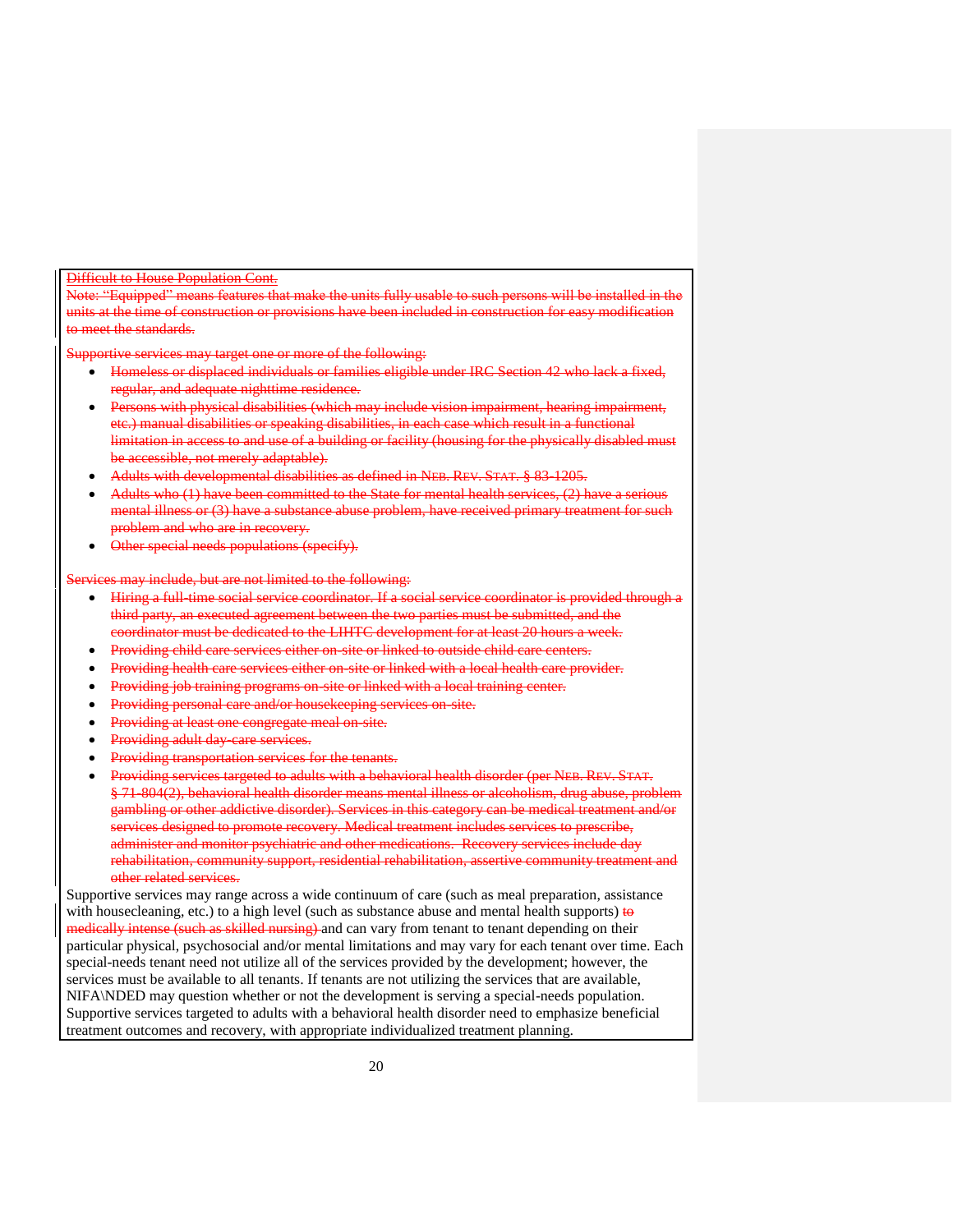~~Difficult to House Population Cont.~~

~~Note: "Equipped" means features that make the units fully usable to such persons will be installed in the units at the time of construction or provisions have been included in construction for easy modification to meet the standards.~~

~~Supportive services may target one or more of the following:~~

- ~~Homeless or displaced individuals or families eligible under IRC Section 42 who lack a fixed, regular, and adequate nighttime residence.~~
- ~~Persons with physical disabilities (which may include vision impairment, hearing impairment, etc.) manual disabilities or speaking disabilities, in each case which result in a functional limitation in access to and use of a building or facility (housing for the physically disabled must be accessible, not merely adaptable).~~
- ~~Adults with developmental disabilities as defined in NEB. REV. STAT. § 83-1205.~~
- ~~Adults who (1) have been committed to the State for mental health services, (2) have a serious mental illness or (3) have a substance abuse problem, have received primary treatment for such problem and who are in recovery.~~
- ~~Other special needs populations (specify).~~

~~Services may include, but are not limited to the following:~~

- ~~Hiring a full-time social service coordinator. If a social service coordinator is provided through a third party, an executed agreement between the two parties must be submitted, and the coordinator must be dedicated to the LIHTC development for at least 20 hours a week.~~
- ~~Providing child care services either on-site or linked to outside child care centers.~~
- ~~Providing health care services either on-site or linked with a local health care provider.~~
- ~~Providing job training programs on-site or linked with a local training center.~~
- ~~Providing personal care and/or housekeeping services on-site.~~
- ~~Providing at least one congregate meal on-site.~~
- ~~Providing adult day-care services.~~
- ~~Providing transportation services for the tenants.~~
- ~~Providing services targeted to adults with a behavioral health disorder (per NEB. REV. STAT. § 71-804(2), behavioral health disorder means mental illness or alcoholism, drug abuse, problem gambling or other addictive disorder). Services in this category can be medical treatment and/or services designed to promote recovery. Medical treatment includes services to prescribe, administer and monitor psychiatric and other medications. Recovery services include day rehabilitation, community support, residential rehabilitation, assertive community treatment and other related services.~~

Supportive services may range across a wide continuum of care (such as meal preparation, assistance with housecleaning, etc.) to a high level (such as substance abuse and mental health supports) ~~to medically intense (such as skilled nursing)~~ and can vary from tenant to tenant depending on their particular physical, psychosocial and/or mental limitations and may vary for each tenant over time. Each special-needs tenant need not utilize all of the services provided by the development; however, the services must be available to all tenants. If tenants are not utilizing the services that are available, NIFA\NDED may question whether or not the development is serving a special-needs population. Supportive services targeted to adults with a behavioral health disorder need to emphasize beneficial treatment outcomes and recovery, with appropriate individualized treatment planning.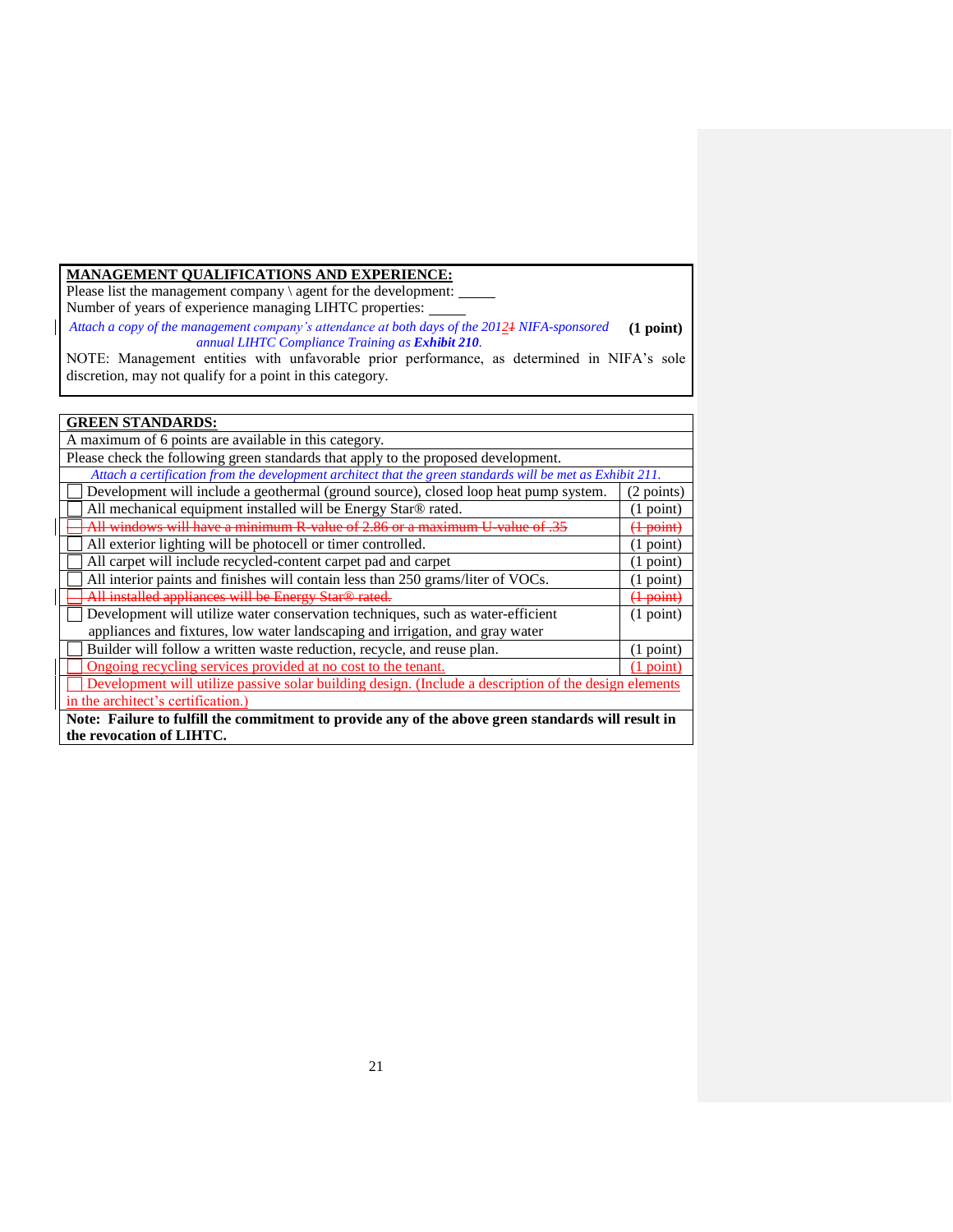**MANAGEMENT QUALIFICATIONS AND EXPERIENCE:**

Please list the management company \ agent for the development: _____

Number of years of experience managing LIHTC properties: _____

*Attach a copy of the management company's attendance at both days of the 2012~~1~~ NIFA-sponsored annual LIHTC Compliance Training as **Exhibit 210**.* **(1 point)**

NOTE: Management entities with unfavorable prior performance, as determined in NIFA's sole discretion, may not qualify for a point in this category.

| **GREEN STANDARDS:** | |
|---|---|
| A maximum of 6 points are available in this category. | |
| Please check the following green standards that apply to the proposed development. | |
| *Attach a certification from the development architect that the green standards will be met as Exhibit 211.* | |
| ☐ Development will include a geothermal (ground source), closed loop heat pump system. | (2 points) |
| ☐ All mechanical equipment installed will be Energy Star® rated. | (1 point) |
| ~~☐ All windows will have a minimum R-value of 2.86 or a maximum U-value of .35~~ | ~~(1 point)~~ |
| ☐ All exterior lighting will be photocell or timer controlled. | (1 point) |
| ☐ All carpet will include recycled-content carpet pad and carpet | (1 point) |
| ☐ All interior paints and finishes will contain less than 250 grams/liter of VOCs. | (1 point) |
| ~~☐ All installed appliances will be Energy Star® rated.~~ | ~~(1 point)~~ |
| ☐ Development will utilize water conservation techniques, such as water-efficient appliances and fixtures, low water landscaping and irrigation, and gray water | (1 point) |
| ☐ Builder will follow a written waste reduction, recycle, and reuse plan. | (1 point) |
| ☐ Ongoing recycling services provided at no cost to the tenant. | (1 point) |
| ☐ Development will utilize passive solar building design. (Include a description of the design elements in the architect's certification.) | |
| **Note: Failure to fulfill the commitment to provide any of the above green standards will result in the revocation of LIHTC.** | |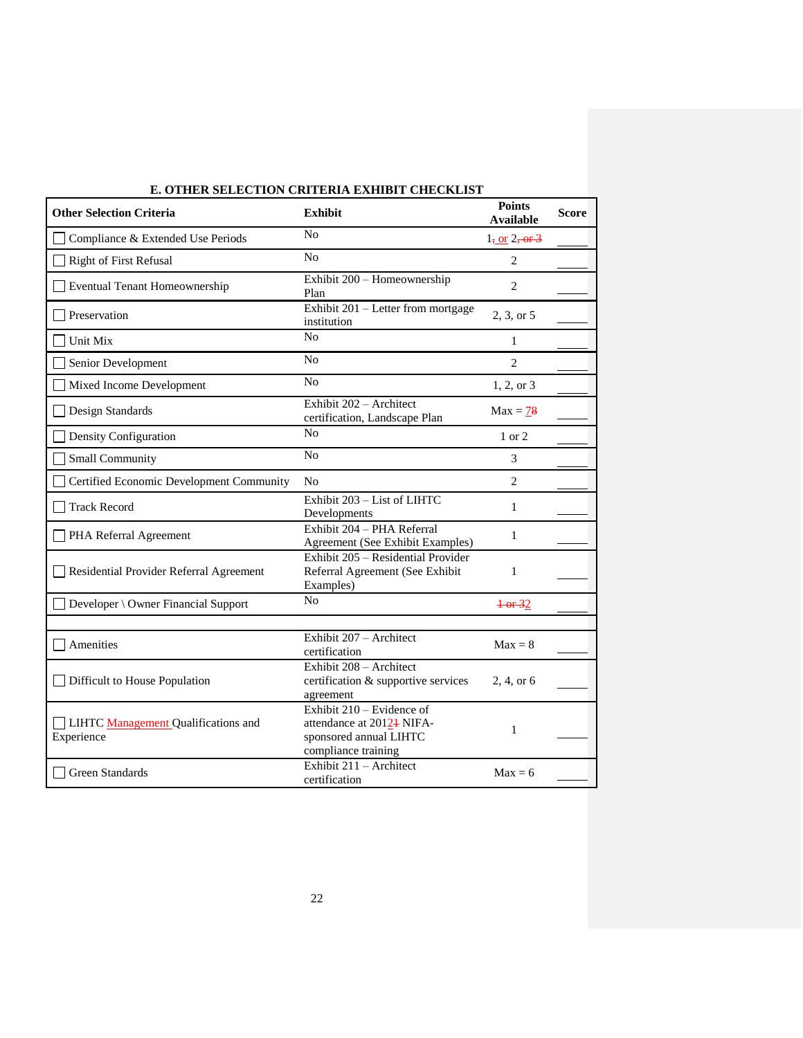## E. OTHER SELECTION CRITERIA EXHIBIT CHECKLIST

| Other Selection Criteria | Exhibit | Points Available | Score |
|---|---|---|---|
| ☐ Compliance & Extended Use Periods | No | 1, or 2, or 3 | ____ |
| ☐ Right of First Refusal | No | 2 | ____ |
| ☐ Eventual Tenant Homeownership | Exhibit 200 – Homeownership Plan | 2 | ____ |
| ☐ Preservation | Exhibit 201 – Letter from mortgage institution | 2, 3, or 5 | ____ |
| ☐ Unit Mix | No | 1 | ____ |
| ☐ Senior Development | No | 2 | ____ |
| ☐ Mixed Income Development | No | 1, 2, or 3 | ____ |
| ☐ Design Standards | Exhibit 202 – Architect certification, Landscape Plan | Max = 78 | ____ |
| ☐ Density Configuration | No | 1 or 2 | ____ |
| ☐ Small Community | No | 3 | ____ |
| ☐ Certified Economic Development Community | No | 2 | ____ |
| ☐ Track Record | Exhibit 203 – List of LIHTC Developments | 1 | ____ |
| ☐ PHA Referral Agreement | Exhibit 204 – PHA Referral Agreement (See Exhibit Examples) | 1 | ____ |
| ☐ Residential Provider Referral Agreement | Exhibit 205 – Residential Provider Referral Agreement (See Exhibit Examples) | 1 | ____ |
| ☐ Developer \ Owner Financial Support | No | 1 or 32 | ____ |
| | | | |
| ☐ Amenities | Exhibit 207 – Architect certification | Max = 8 | ____ |
| ☐ Difficult to House Population | Exhibit 208 – Architect certification & supportive services agreement | 2, 4, or 6 | ____ |
| ☐ LIHTC Management Qualifications and Experience | Exhibit 210 – Evidence of attendance at 20121 NIFA-sponsored annual LIHTC compliance training | 1 | ____ |
| ☐ Green Standards | Exhibit 211 – Architect certification | Max = 6 | ____ |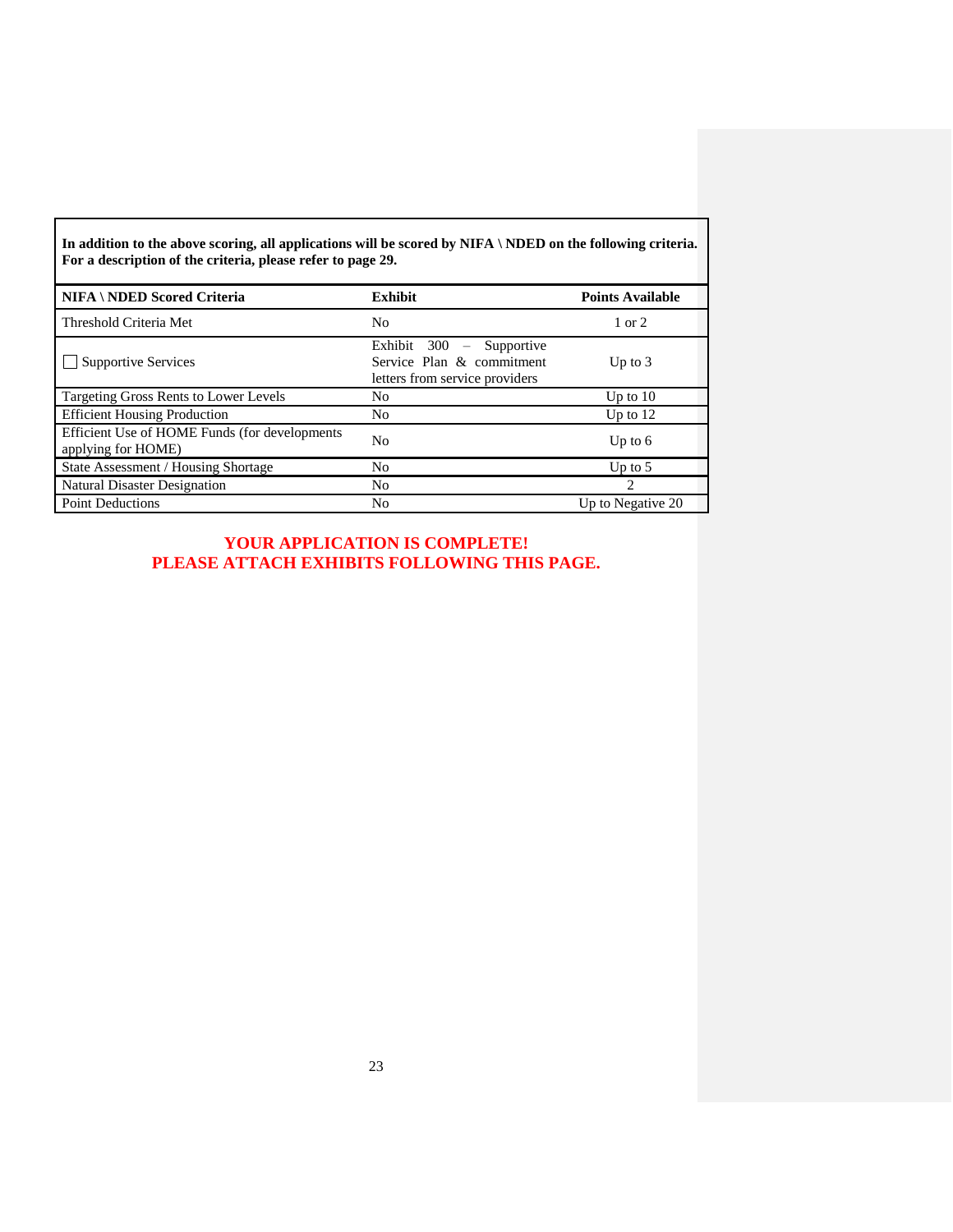**In addition to the above scoring, all applications will be scored by NIFA \ NDED on the following criteria. For a description of the criteria, please refer to page 29.**

| NIFA \ NDED Scored Criteria | Exhibit | Points Available |
|---|---|---|
| Threshold Criteria Met | No | 1 or 2 |
| ☐ Supportive Services | Exhibit 300 – Supportive Service Plan & commitment letters from service providers | Up to 3 |
| Targeting Gross Rents to Lower Levels | No | Up to 10 |
| Efficient Housing Production | No | Up to 12 |
| Efficient Use of HOME Funds (for developments applying for HOME) | No | Up to 6 |
| State Assessment / Housing Shortage | No | Up to 5 |
| Natural Disaster Designation | No | 2 |
| Point Deductions | No | Up to Negative 20 |

**YOUR APPLICATION IS COMPLETE!**
**PLEASE ATTACH EXHIBITS FOLLOWING THIS PAGE.**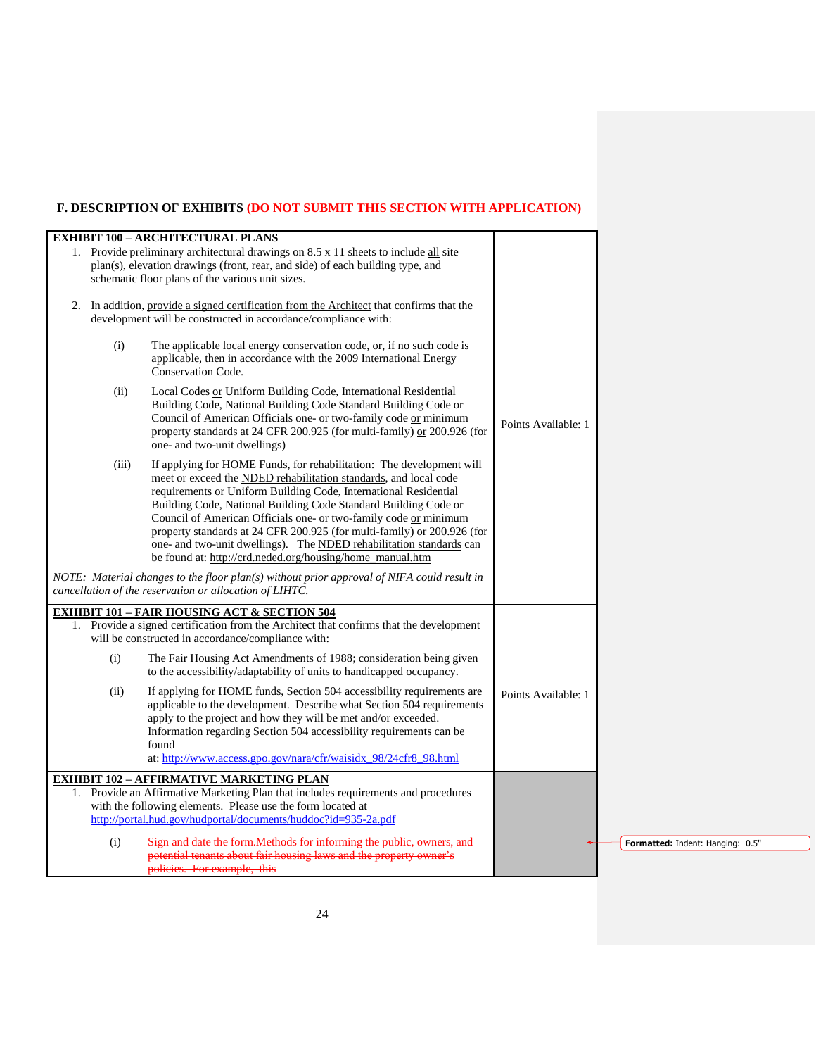## F. DESCRIPTION OF EXHIBITS (DO NOT SUBMIT THIS SECTION WITH APPLICATION)

| | |
|---|---|
| **EXHIBIT 100 – ARCHITECTURAL PLANS**<br>1. Provide preliminary architectural drawings on 8.5 x 11 sheets to include all site plan(s), elevation drawings (front, rear, and side) of each building type, and schematic floor plans of the various unit sizes.<br><br>2. In addition, provide a signed certification from the Architect that confirms that the development will be constructed in accordance/compliance with:<br><br>(i) The applicable local energy conservation code, or, if no such code is applicable, then in accordance with the 2009 International Energy Conservation Code.<br><br>(ii) Local Codes or Uniform Building Code, International Residential Building Code, National Building Code Standard Building Code or Council of American Officials one- or two-family code or minimum property standards at 24 CFR 200.925 (for multi-family) or 200.926 (for one- and two-unit dwellings)<br><br>(iii) If applying for HOME Funds, for rehabilitation: The development will meet or exceed the NDED rehabilitation standards, and local code requirements or Uniform Building Code, International Residential Building Code, National Building Code Standard Building Code or Council of American Officials one- or two-family code or minimum property standards at 24 CFR 200.925 (for multi-family) or 200.926 (for one- and two-unit dwellings). The NDED rehabilitation standards can be found at: http://crd.neded.org/housing/home_manual.htm<br><br>*NOTE: Material changes to the floor plan(s) without prior approval of NIFA could result in cancellation of the reservation or allocation of LIHTC.* | Points Available: 1 |
| **EXHIBIT 101 – FAIR HOUSING ACT & SECTION 504**<br>1. Provide a signed certification from the Architect that confirms that the development will be constructed in accordance/compliance with:<br><br>(i) The Fair Housing Act Amendments of 1988; consideration being given to the accessibility/adaptability of units to handicapped occupancy.<br><br>(ii) If applying for HOME funds, Section 504 accessibility requirements are applicable to the development. Describe what Section 504 requirements apply to the project and how they will be met and/or exceeded. Information regarding Section 504 accessibility requirements can be found at: http://www.access.gpo.gov/nara/cfr/waisidx_98/24cfr8_98.html | Points Available: 1 |
| **EXHIBIT 102 – AFFIRMATIVE MARKETING PLAN**<br>1. Provide an Affirmative Marketing Plan that includes requirements and procedures with the following elements. Please use the form located at http://portal.hud.gov/hudportal/documents/huddoc?id=935-2a.pdf<br><br>(i) Sign and date the form.~~Methods for informing the public, owners, and potential tenants about fair housing laws and the property owner's policies. For example, this~~ | |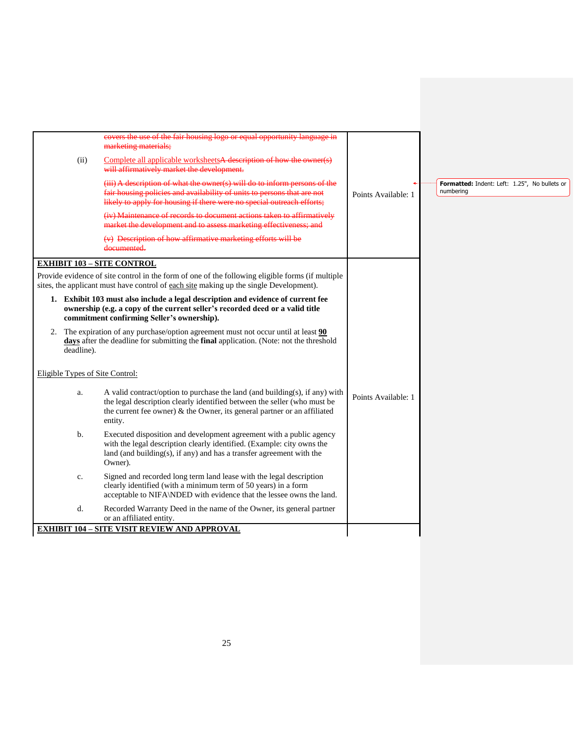| | |
|---|---|
| ~~covers the use of the fair housing logo or equal opportunity language in marketing materials;~~<br><br>(ii) Complete all applicable worksheets~~A description of how the owner(s) will affirmatively market the development.~~<br><br>~~(iii) A description of what the owner(s) will do to inform persons of the fair housing policies and availability of units to persons that are not likely to apply for housing if there were no special outreach efforts;~~<br><br>~~(iv) Maintenance of records to document actions taken to affirmatively market the development and to assess marketing effectiveness; and~~<br><br>~~(v) Description of how affirmative marketing efforts will be documented.~~ | Points Available: 1 |
| **EXHIBIT 103 – SITE CONTROL**<br><br>Provide evidence of site control in the form of one of the following eligible forms (if multiple sites, the applicant must have control of each site making up the single Development).<br><br>1. **Exhibit 103 must also include a legal description and evidence of current fee ownership (e.g. a copy of the current seller's recorded deed or a valid title commitment confirming Seller's ownership).**<br><br>2. The expiration of any purchase/option agreement must not occur until at least **90 days** after the deadline for submitting the **final** application. (Note: not the threshold deadline).<br><br>Eligible Types of Site Control:<br><br>a. A valid contract/option to purchase the land (and building(s), if any) with the legal description clearly identified between the seller (who must be the current fee owner) & the Owner, its general partner or an affiliated entity.<br><br>b. Executed disposition and development agreement with a public agency with the legal description clearly identified. (Example: city owns the land (and building(s), if any) and has a transfer agreement with the Owner).<br><br>c. Signed and recorded long term land lease with the legal description clearly identified (with a minimum term of 50 years) in a form acceptable to NIFA\NDED with evidence that the lessee owns the land.<br><br>d. Recorded Warranty Deed in the name of the Owner, its general partner or an affiliated entity. | Points Available: 1 |
| **EXHIBIT 104 – SITE VISIT REVIEW AND APPROVAL** | |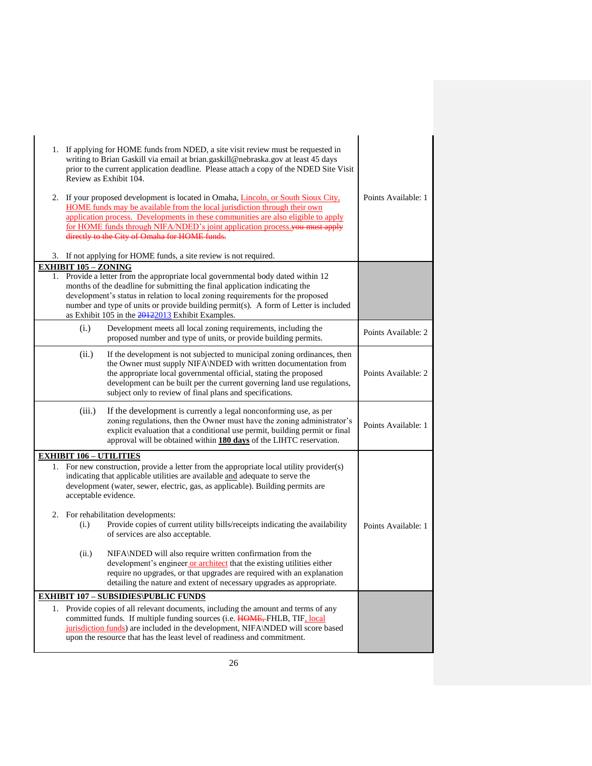| | |
|---|---|
| 1. If applying for HOME funds from NDED, a site visit review must be requested in writing to Brian Gaskill via email at brian.gaskill@nebraska.gov at least 45 days prior to the current application deadline. Please attach a copy of the NDED Site Visit Review as Exhibit 104.<br><br>2. If your proposed development is located in Omaha, Lincoln, or South Sioux City, HOME funds may be available from the local jurisdiction through their own application process. Developments in these communities are also eligible to apply for HOME funds through NIFA/NDED's joint application process.~~you must apply directly to the City of Omaha for HOME funds.~~<br><br>3. If not applying for HOME funds, a site review is not required. | Points Available: 1 |
| **EXHIBIT 105 – ZONING**<br>1. Provide a letter from the appropriate local governmental body dated within 12 months of the deadline for submitting the final application indicating the development's status in relation to local zoning requirements for the proposed number and type of units or provide building permit(s). A form of Letter is included as Exhibit 105 in the ~~2012~~2013 Exhibit Examples. | |
| (i.) Development meets all local zoning requirements, including the proposed number and type of units, or provide building permits. | Points Available: 2 |
| (ii.) If the development is not subjected to municipal zoning ordinances, then the Owner must supply NIFA\NDED with written documentation from the appropriate local governmental official, stating the proposed development can be built per the current governing land use regulations, subject only to review of final plans and specifications. | Points Available: 2 |
| (iii.) If the development is currently a legal nonconforming use, as per zoning regulations, then the Owner must have the zoning administrator's explicit evaluation that a conditional use permit, building permit or final approval will be obtained within **180 days** of the LIHTC reservation. | Points Available: 1 |
| **EXHIBIT 106 – UTILITIES**<br>1. For new construction, provide a letter from the appropriate local utility provider(s) indicating that applicable utilities are available and adequate to serve the development (water, sewer, electric, gas, as applicable). Building permits are acceptable evidence.<br><br>2. For rehabilitation developments:<br>(i.) Provide copies of current utility bills/receipts indicating the availability of services are also acceptable.<br><br>(ii.) NIFA\NDED will also require written confirmation from the development's engineer or architect that the existing utilities either require no upgrades, or that upgrades are required with an explanation detailing the nature and extent of necessary upgrades as appropriate. | Points Available: 1 |
| **EXHIBIT 107 – SUBSIDIES\PUBLIC FUNDS**<br>1. Provide copies of all relevant documents, including the amount and terms of any committed funds. If multiple funding sources (i.e. ~~HOME,~~ FHLB, TIF, local jurisdiction funds) are included in the development, NIFA\NDED will score based upon the resource that has the least level of readiness and commitment. | |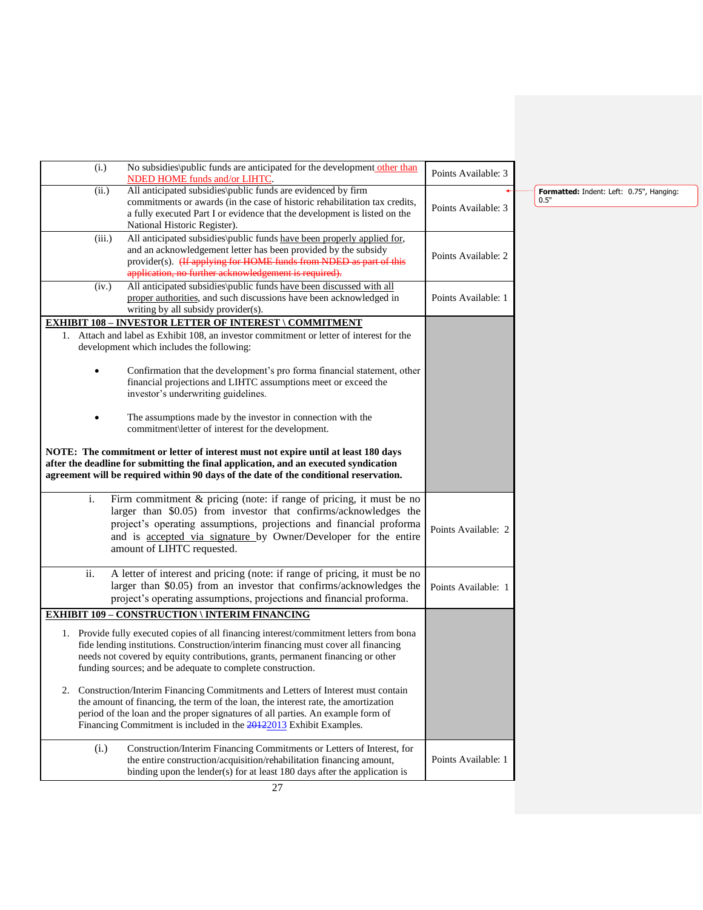| | | |
|---|---|---|
| (i.) | No subsidies\public funds are anticipated for the development other than NDED HOME funds and/or LIHTC. | Points Available: 3 |
| (ii.) | All anticipated subsidies\public funds are evidenced by firm commitments or awards (in the case of historic rehabilitation tax credits, a fully executed Part I or evidence that the development is listed on the National Historic Register). | Points Available: 3 |
| (iii.) | All anticipated subsidies\public funds have been properly applied for, and an acknowledgement letter has been provided by the subsidy provider(s). ~~(If applying for HOME funds from NDED as part of this application, no further acknowledgement is required).~~ | Points Available: 2 |
| (iv.) | All anticipated subsidies\public funds have been discussed with all proper authorities, and such discussions have been acknowledged in writing by all subsidy provider(s). | Points Available: 1 |

**EXHIBIT 108 – INVESTOR LETTER OF INTEREST \ COMMITMENT**

1. Attach and label as Exhibit 108, an investor commitment or letter of interest for the development which includes the following:

   - Confirmation that the development's pro forma financial statement, other financial projections and LIHTC assumptions meet or exceed the investor's underwriting guidelines.

   - The assumptions made by the investor in connection with the commitment\letter of interest for the development.

**NOTE: The commitment or letter of interest must not expire until at least 180 days after the deadline for submitting the final application, and an executed syndication agreement will be required within 90 days of the date of the conditional reservation.**

| | | |
|---|---|---|
| i. | Firm commitment & pricing (note: if range of pricing, it must be no larger than $0.05) from investor that confirms/acknowledges the project's operating assumptions, projections and financial proforma and is accepted via signature by Owner/Developer for the entire amount of LIHTC requested. | Points Available: 2 |
| ii. | A letter of interest and pricing (note: if range of pricing, it must be no larger than $0.05) from an investor that confirms/acknowledges the project's operating assumptions, projections and financial proforma. | Points Available: 1 |

**EXHIBIT 109 – CONSTRUCTION \ INTERIM FINANCING**

1. Provide fully executed copies of all financing interest/commitment letters from bona fide lending institutions. Construction/interim financing must cover all financing needs not covered by equity contributions, grants, permanent financing or other funding sources; and be adequate to complete construction.

2. Construction/Interim Financing Commitments and Letters of Interest must contain the amount of financing, the term of the loan, the amortization period of the loan and the proper signatures of all parties. An example form of Financing Commitment is included in the ~~2012~~2013 Exhibit Examples.

| | | |
|---|---|---|
| (i.) | Construction/Interim Financing Commitments or Letters of Interest, for the entire construction/acquisition/rehabilitation financing amount, binding upon the lender(s) for at least 180 days after the application is | Points Available: 1 |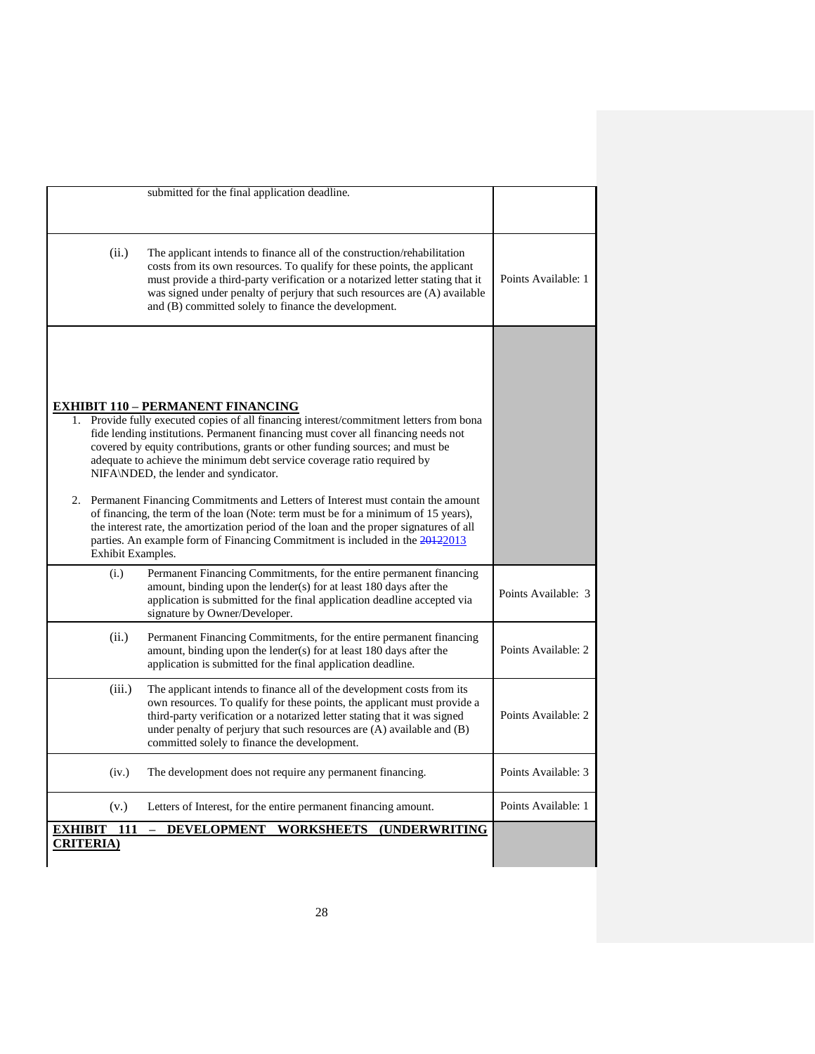| | | |
|---|---|---|
| | submitted for the final application deadline. | |
| (ii.) | The applicant intends to finance all of the construction/rehabilitation costs from its own resources. To qualify for these points, the applicant must provide a third-party verification or a notarized letter stating that it was signed under penalty of perjury that such resources are (A) available and (B) committed solely to finance the development. | Points Available: 1 |

**EXHIBIT 110 – PERMANENT FINANCING**

1. Provide fully executed copies of all financing interest/commitment letters from bona fide lending institutions. Permanent financing must cover all financing needs not covered by equity contributions, grants or other funding sources; and must be adequate to achieve the minimum debt service coverage ratio required by NIFA\NDED, the lender and syndicator.

2. Permanent Financing Commitments and Letters of Interest must contain the amount of financing, the term of the loan (Note: term must be for a minimum of 15 years), the interest rate, the amortization period of the loan and the proper signatures of all parties. An example form of Financing Commitment is included in the ~~2012~~2013 Exhibit Examples.

| | | |
|---|---|---|
| (i.) | Permanent Financing Commitments, for the entire permanent financing amount, binding upon the lender(s) for at least 180 days after the application is submitted for the final application deadline accepted via signature by Owner/Developer. | Points Available: 3 |
| (ii.) | Permanent Financing Commitments, for the entire permanent financing amount, binding upon the lender(s) for at least 180 days after the application is submitted for the final application deadline. | Points Available: 2 |
| (iii.) | The applicant intends to finance all of the development costs from its own resources. To qualify for these points, the applicant must provide a third-party verification or a notarized letter stating that it was signed under penalty of perjury that such resources are (A) available and (B) committed solely to finance the development. | Points Available: 2 |
| (iv.) | The development does not require any permanent financing. | Points Available: 3 |
| (v.) | Letters of Interest, for the entire permanent financing amount. | Points Available: 1 |

**EXHIBIT 111 – DEVELOPMENT WORKSHEETS (UNDERWRITING CRITERIA)**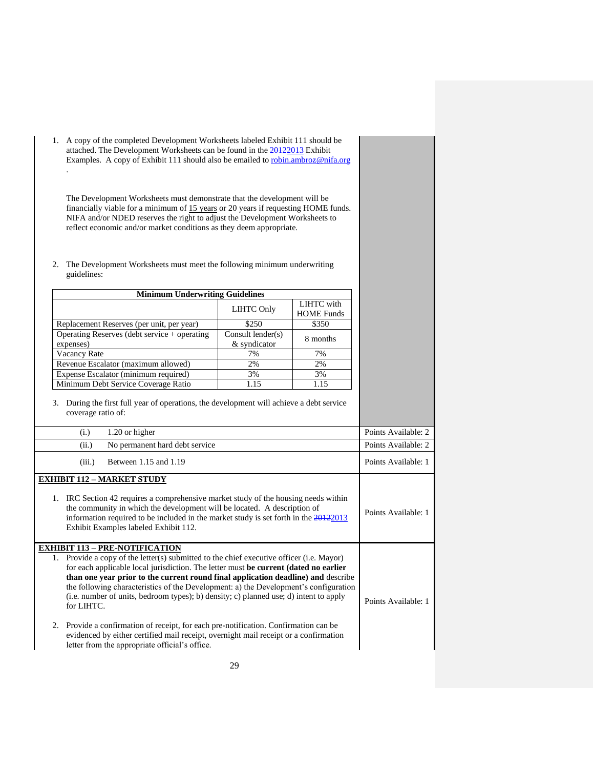1. A copy of the completed Development Worksheets labeled Exhibit 111 should be attached. The Development Worksheets can be found in the ~~2012~~2013 Exhibit Examples. A copy of Exhibit 111 should also be emailed to robin.ambroz@nifa.org.

   The Development Worksheets must demonstrate that the development will be financially viable for a minimum of 15 years or 20 years if requesting HOME funds. NIFA and/or NDED reserves the right to adjust the Development Worksheets to reflect economic and/or market conditions as they deem appropriate.

2. The Development Worksheets must meet the following minimum underwriting guidelines:

| Minimum Underwriting Guidelines | | |
|---|---|---|
| | LIHTC Only | LIHTC with HOME Funds |
| Replacement Reserves (per unit, per year) | $250 | $350 |
| Operating Reserves (debt service + operating expenses) | Consult lender(s) & syndicator | 8 months |
| Vacancy Rate | 7% | 7% |
| Revenue Escalator (maximum allowed) | 2% | 2% |
| Expense Escalator (minimum required) | 3% | 3% |
| Minimum Debt Service Coverage Ratio | 1.15 | 1.15 |

3. During the first full year of operations, the development will achieve a debt service coverage ratio of:

| | |
|---|---|
| (i.) 1.20 or higher | Points Available: 2 |
| (ii.) No permanent hard debt service | Points Available: 2 |
| (iii.) Between 1.15 and 1.19 | Points Available: 1 |

**EXHIBIT 112 – MARKET STUDY**

1. IRC Section 42 requires a comprehensive market study of the housing needs within the community in which the development will be located. A description of information required to be included in the market study is set forth in the ~~2012~~2013 Exhibit Examples labeled Exhibit 112.

Points Available: 1

**EXHIBIT 113 – PRE-NOTIFICATION**

1. Provide a copy of the letter(s) submitted to the chief executive officer (i.e. Mayor) for each applicable local jurisdiction. The letter must **be current (dated no earlier than one year prior to the current round final application deadline) and** describe the following characteristics of the Development: a) the Development's configuration (i.e. number of units, bedroom types); b) density; c) planned use; d) intent to apply for LIHTC.

2. Provide a confirmation of receipt, for each pre-notification. Confirmation can be evidenced by either certified mail receipt, overnight mail receipt or a confirmation letter from the appropriate official's office.

Points Available: 1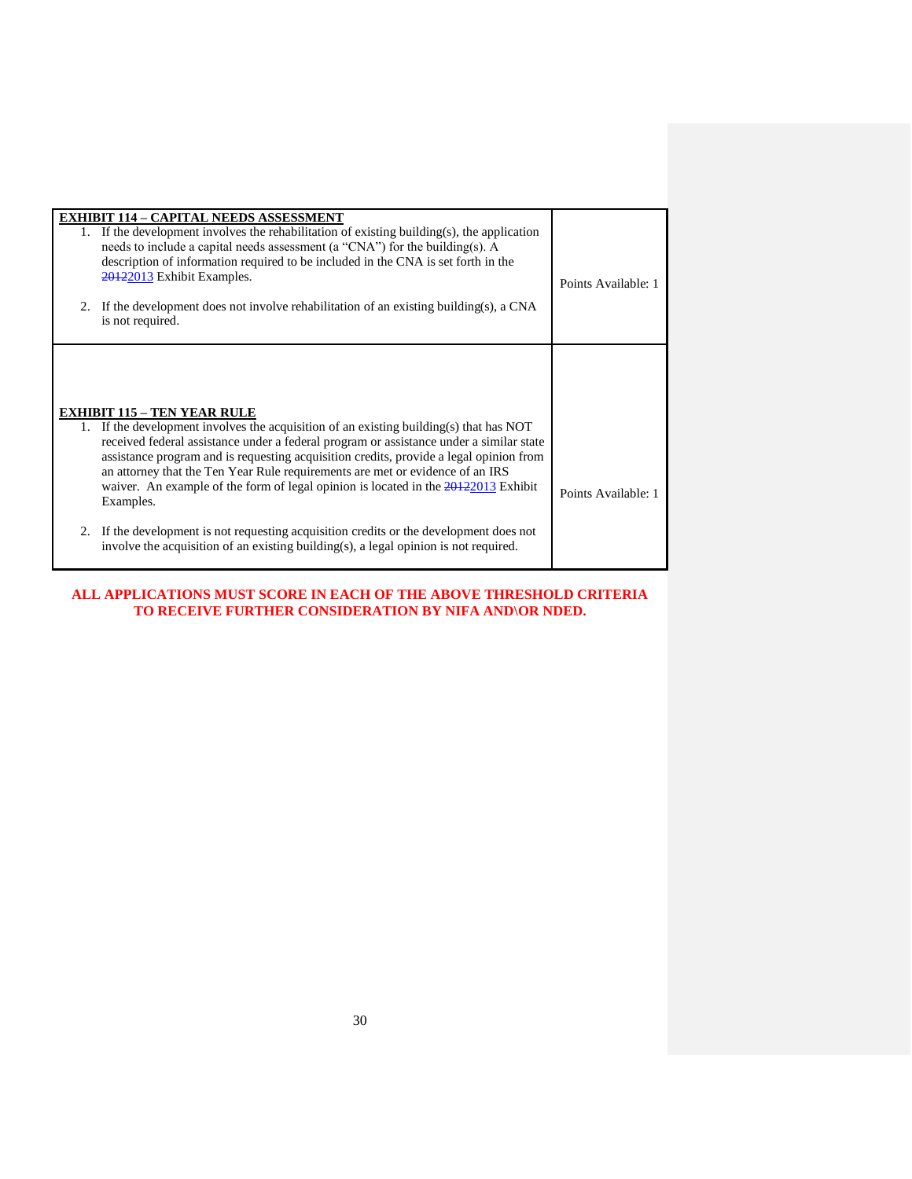| **EXHIBIT 114 – CAPITAL NEEDS ASSESSMENT**<br>1. If the development involves the rehabilitation of existing building(s), the application needs to include a capital needs assessment (a "CNA") for the building(s). A description of information required to be included in the CNA is set forth in the ~~2012~~2013 Exhibit Examples.<br><br>2. If the development does not involve rehabilitation of an existing building(s), a CNA is not required. | Points Available: 1 |
|---|---|
| **EXHIBIT 115 – TEN YEAR RULE**<br>1. If the development involves the acquisition of an existing building(s) that has NOT received federal assistance under a federal program or assistance under a similar state assistance program and is requesting acquisition credits, provide a legal opinion from an attorney that the Ten Year Rule requirements are met or evidence of an IRS waiver. An example of the form of legal opinion is located in the ~~2012~~2013 Exhibit Examples.<br><br>2. If the development is not requesting acquisition credits or the development does not involve the acquisition of an existing building(s), a legal opinion is not required. | Points Available: 1 |

**ALL APPLICATIONS MUST SCORE IN EACH OF THE ABOVE THRESHOLD CRITERIA TO RECEIVE FURTHER CONSIDERATION BY NIFA AND\OR NDED.**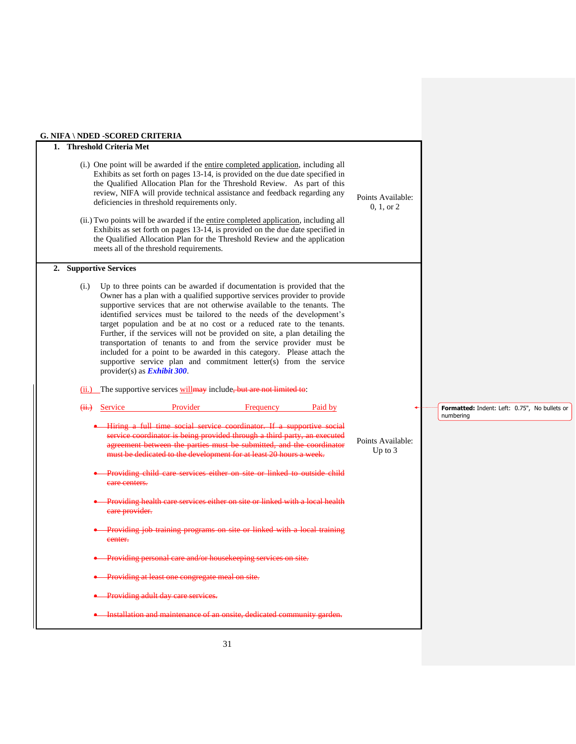## G. NIFA \ NDED -SCORED CRITERIA

### 1. Threshold Criteria Met

(i.) One point will be awarded if the entire completed application, including all Exhibits as set forth on pages 13-14, is provided on the due date specified in the Qualified Allocation Plan for the Threshold Review. As part of this review, NIFA will provide technical assistance and feedback regarding any deficiencies in threshold requirements only.

(ii.) Two points will be awarded if the entire completed application, including all Exhibits as set forth on pages 13-14, is provided on the due date specified in the Qualified Allocation Plan for the Threshold Review and the application meets all of the threshold requirements.

Points Available: 0, 1, or 2

### 2. Supportive Services

(i.) Up to three points can be awarded if documentation is provided that the Owner has a plan with a qualified supportive services provider to provide supportive services that are not otherwise available to the tenants. The identified services must be tailored to the needs of the development's target population and be at no cost or a reduced rate to the tenants. Further, if the services will not be provided on site, a plan detailing the transportation of tenants to and from the service provider must be included for a point to be awarded in this category. Please attach the supportive service plan and commitment letter(s) from the service provider(s) as ***Exhibit 300***.

(ii.) The supportive services ~~may~~ will include~~, but are not limited to~~:

~~(ii.)~~ Service Provider Frequency Paid by

Points Available: Up to 3

- ~~Hiring a full time social service coordinator. If a supportive social service coordinator is being provided through a third party, an executed agreement between the parties must be submitted, and the coordinator must be dedicated to the development for at least 20 hours a week.~~
- ~~Providing child care services either on site or linked to outside child care centers.~~
- ~~Providing health care services either on site or linked with a local health care provider.~~
- ~~Providing job training programs on site or linked with a local training center.~~
- ~~Providing personal care and/or housekeeping services on site.~~
- ~~Providing at least one congregate meal on site.~~
- ~~Providing adult day care services.~~
- ~~Installation and maintenance of an onsite, dedicated community garden.~~

**Formatted:** Indent: Left: 0.75", No bullets or numbering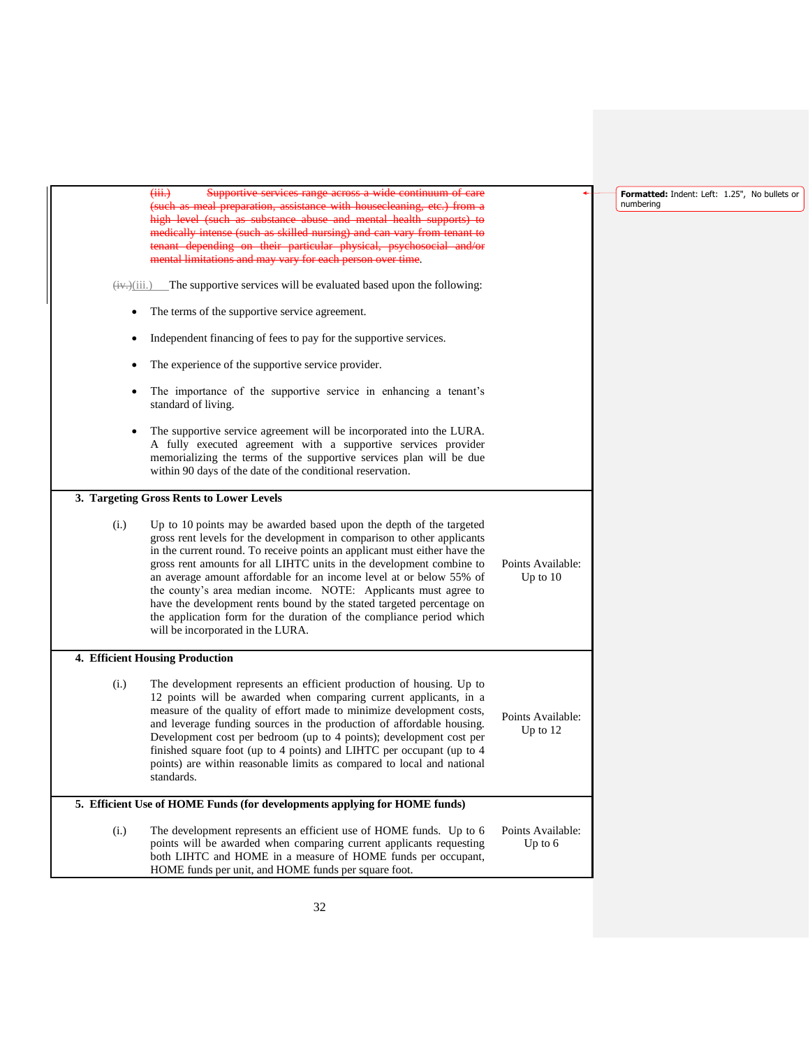~~(iii.) Supportive services range across a wide continuum of care (such as meal preparation, assistance with housecleaning, etc.) from a high level (such as substance abuse and mental health supports) to medically intense (such as skilled nursing) and can vary from tenant to tenant depending on their particular physical, psychosocial and/or mental limitations and may vary for each person over time.~~

~~(iv.)~~(iii.) The supportive services will be evaluated based upon the following:

- The terms of the supportive service agreement.
- Independent financing of fees to pay for the supportive services.
- The experience of the supportive service provider.
- The importance of the supportive service in enhancing a tenant's standard of living.
- The supportive service agreement will be incorporated into the LURA. A fully executed agreement with a supportive services provider memorializing the terms of the supportive services plan will be due within 90 days of the date of the conditional reservation.

**3. Targeting Gross Rents to Lower Levels**

| | |
|---|---|
| (i.) Up to 10 points may be awarded based upon the depth of the targeted gross rent levels for the development in comparison to other applicants in the current round. To receive points an applicant must either have the gross rent amounts for all LIHTC units in the development combine to an average amount affordable for an income level at or below 55% of the county's area median income. NOTE: Applicants must agree to have the development rents bound by the stated targeted percentage on the application form for the duration of the compliance period which will be incorporated in the LURA. | Points Available: Up to 10 |

**4. Efficient Housing Production**

| | |
|---|---|
| (i.) The development represents an efficient production of housing. Up to 12 points will be awarded when comparing current applicants, in a measure of the quality of effort made to minimize development costs, and leverage funding sources in the production of affordable housing. Development cost per bedroom (up to 4 points); development cost per finished square foot (up to 4 points) and LIHTC per occupant (up to 4 points) are within reasonable limits as compared to local and national standards. | Points Available: Up to 12 |

**5. Efficient Use of HOME Funds (for developments applying for HOME funds)**

| | |
|---|---|
| (i.) The development represents an efficient use of HOME funds. Up to 6 points will be awarded when comparing current applicants requesting both LIHTC and HOME in a measure of HOME funds per occupant, HOME funds per unit, and HOME funds per square foot. | Points Available: Up to 6 |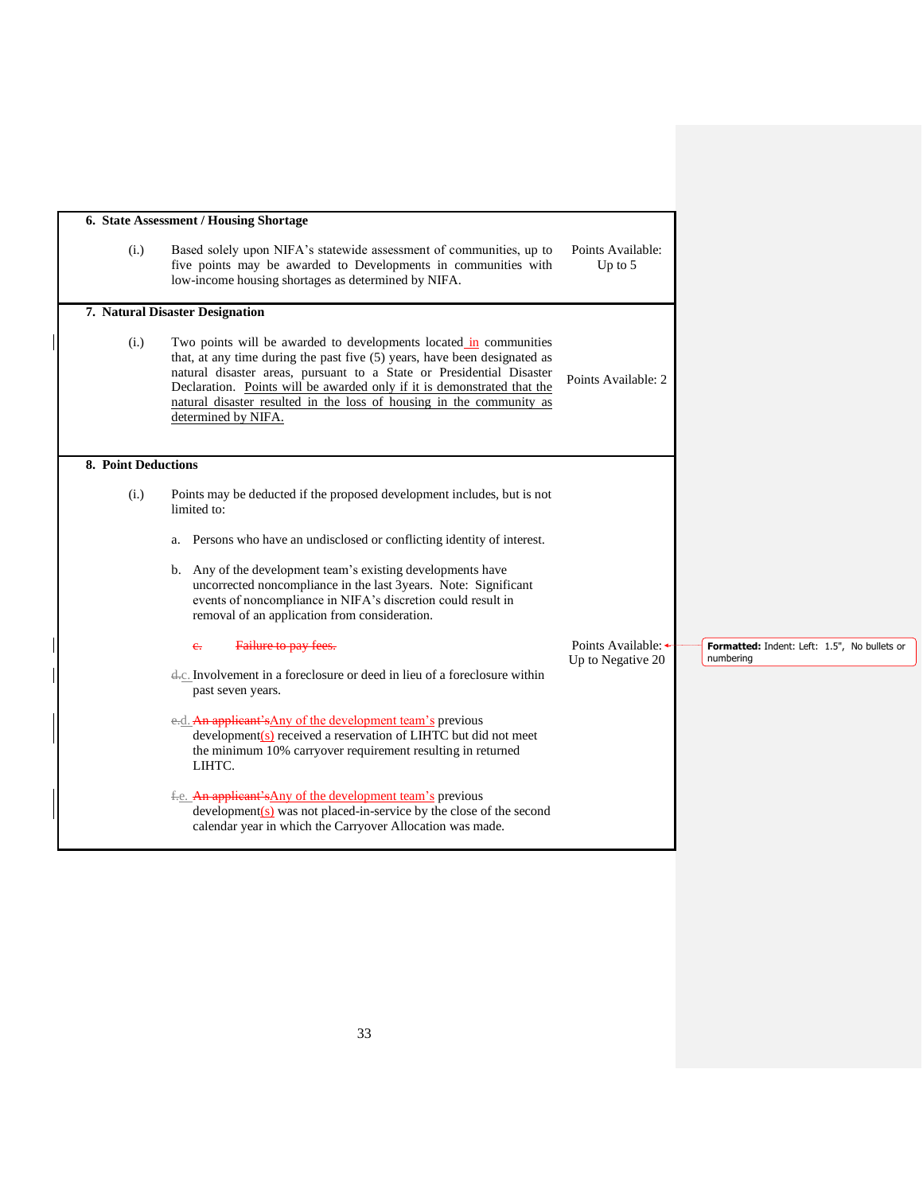**6. State Assessment / Housing Shortage**

(i.) Based solely upon NIFA's statewide assessment of communities, up to five points may be awarded to Developments in communities with low-income housing shortages as determined by NIFA.

Points Available: Up to 5

**7. Natural Disaster Designation**

(i.) Two points will be awarded to developments located in communities that, at any time during the past five (5) years, have been designated as natural disaster areas, pursuant to a State or Presidential Disaster Declaration. Points will be awarded only if it is demonstrated that the natural disaster resulted in the loss of housing in the community as determined by NIFA.

Points Available: 2

**8. Point Deductions**

(i.) Points may be deducted if the proposed development includes, but is not limited to:

a. Persons who have an undisclosed or conflicting identity of interest.

b. Any of the development team's existing developments have uncorrected noncompliance in the last 3years. Note: Significant events of noncompliance in NIFA's discretion could result in removal of an application from consideration.

~~c. Failure to pay fees.~~

~~d.~~c. Involvement in a foreclosure or deed in lieu of a foreclosure within past seven years.

~~e.~~d. ~~An applicant's~~Any of the development team's previous development(s) received a reservation of LIHTC but did not meet the minimum 10% carryover requirement resulting in returned LIHTC.

~~f.~~e. ~~An applicant's~~Any of the development team's previous development(s) was not placed-in-service by the close of the second calendar year in which the Carryover Allocation was made.

Points Available: Up to Negative 20

**Formatted:** Indent: Left: 1.5", No bullets or numbering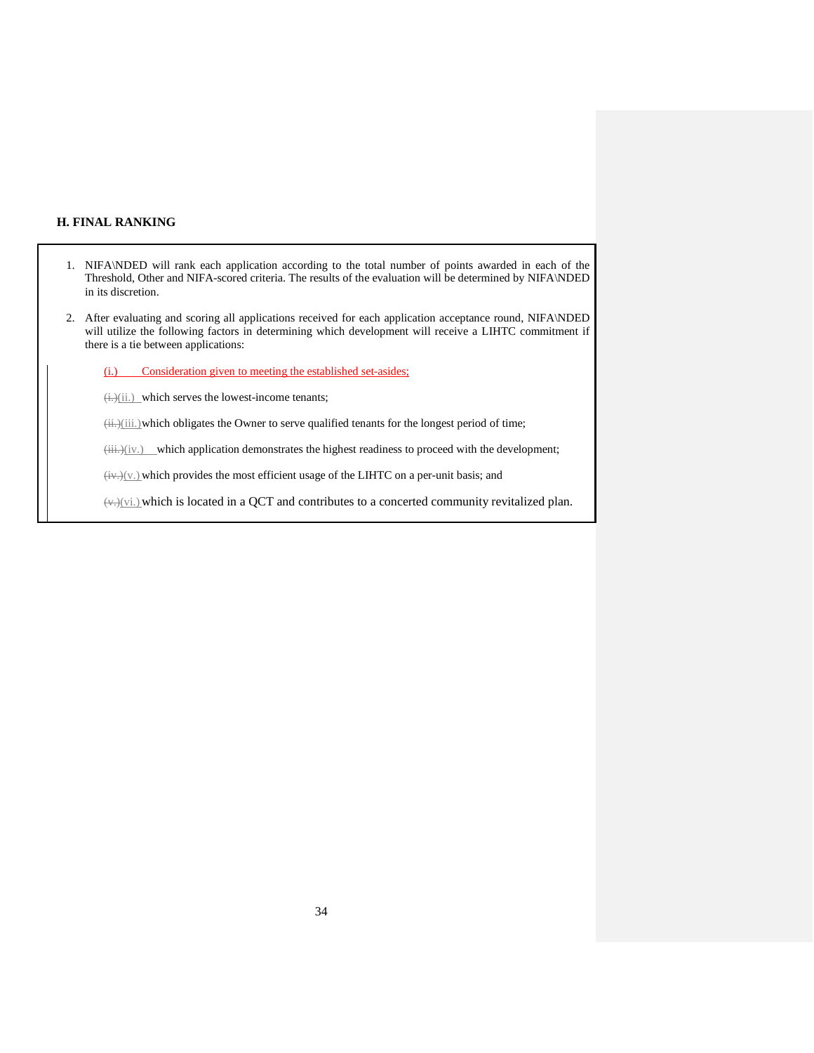### H. FINAL RANKING

1. NIFA\NDED will rank each application according to the total number of points awarded in each of the Threshold, Other and NIFA-scored criteria. The results of the evaluation will be determined by NIFA\NDED in its discretion.

2. After evaluating and scoring all applications received for each application acceptance round, NIFA\NDED will utilize the following factors in determining which development will receive a LIHTC commitment if there is a tie between applications:

   (i.) Consideration given to meeting the established set-asides;

   (ii.) which serves the lowest-income tenants;

   (iii.) which obligates the Owner to serve qualified tenants for the longest period of time;

   (iv.) which application demonstrates the highest readiness to proceed with the development;

   (v.) which provides the most efficient usage of the LIHTC on a per-unit basis; and

   (vi.) which is located in a QCT and contributes to a concerted community revitalized plan.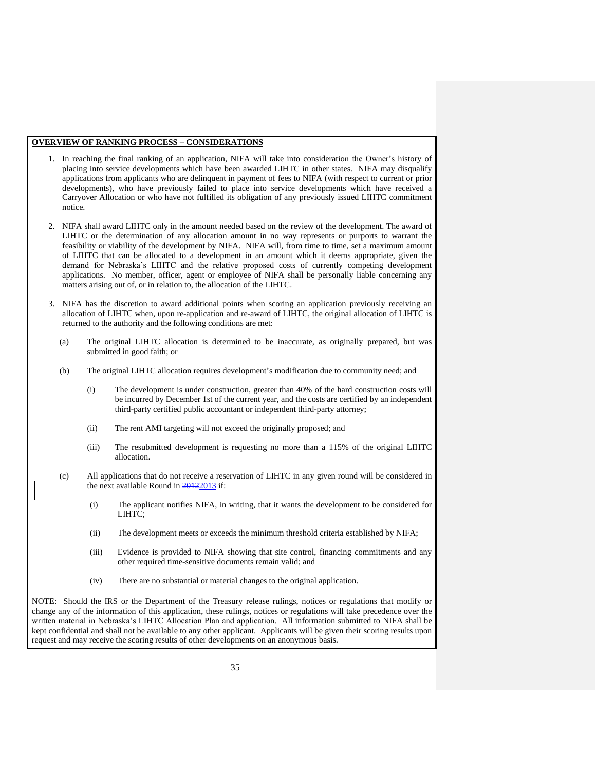**OVERVIEW OF RANKING PROCESS – CONSIDERATIONS**

1. In reaching the final ranking of an application, NIFA will take into consideration the Owner's history of placing into service developments which have been awarded LIHTC in other states. NIFA may disqualify applications from applicants who are delinquent in payment of fees to NIFA (with respect to current or prior developments), who have previously failed to place into service developments which have received a Carryover Allocation or who have not fulfilled its obligation of any previously issued LIHTC commitment notice.

2. NIFA shall award LIHTC only in the amount needed based on the review of the development. The award of LIHTC or the determination of any allocation amount in no way represents or purports to warrant the feasibility or viability of the development by NIFA. NIFA will, from time to time, set a maximum amount of LIHTC that can be allocated to a development in an amount which it deems appropriate, given the demand for Nebraska's LIHTC and the relative proposed costs of currently competing development applications. No member, officer, agent or employee of NIFA shall be personally liable concerning any matters arising out of, or in relation to, the allocation of the LIHTC.

3. NIFA has the discretion to award additional points when scoring an application previously receiving an allocation of LIHTC when, upon re-application and re-award of LIHTC, the original allocation of LIHTC is returned to the authority and the following conditions are met:

   (a) The original LIHTC allocation is determined to be inaccurate, as originally prepared, but was submitted in good faith; or

   (b) The original LIHTC allocation requires development's modification due to community need; and

      (i) The development is under construction, greater than 40% of the hard construction costs will be incurred by December 1st of the current year, and the costs are certified by an independent third-party certified public accountant or independent third-party attorney;

      (ii) The rent AMI targeting will not exceed the originally proposed; and

      (iii) The resubmitted development is requesting no more than a 115% of the original LIHTC allocation.

   (c) All applications that do not receive a reservation of LIHTC in any given round will be considered in the next available Round in ~~2012~~2013 if:

      (i) The applicant notifies NIFA, in writing, that it wants the development to be considered for LIHTC;

      (ii) The development meets or exceeds the minimum threshold criteria established by NIFA;

      (iii) Evidence is provided to NIFA showing that site control, financing commitments and any other required time-sensitive documents remain valid; and

      (iv) There are no substantial or material changes to the original application.

NOTE: Should the IRS or the Department of the Treasury release rulings, notices or regulations that modify or change any of the information of this application, these rulings, notices or regulations will take precedence over the written material in Nebraska's LIHTC Allocation Plan and application. All information submitted to NIFA shall be kept confidential and shall not be available to any other applicant. Applicants will be given their scoring results upon request and may receive the scoring results of other developments on an anonymous basis.